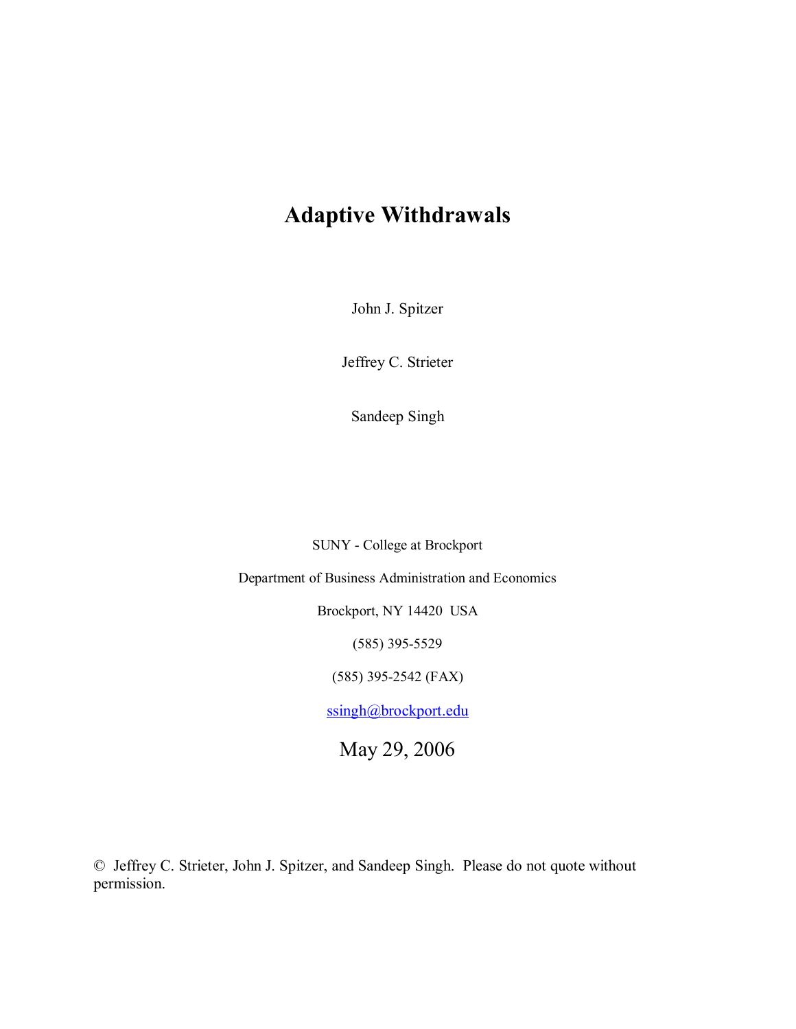# Adaptive Withdrawals

John J. Spitzer

Jeffrey C. Strieter

Sandeep Singh

SUNY - College at Brockport

Department of Business Administration and Economics

Brockport, NY 14420 USA

(585) 395-5529

(585) 395-2542 (FAX)

ssingh@brockport.edu

May 29, 2006

© Jeffrey C. Strieter, John J. Spitzer, and Sandeep Singh. Please do not quote without permission.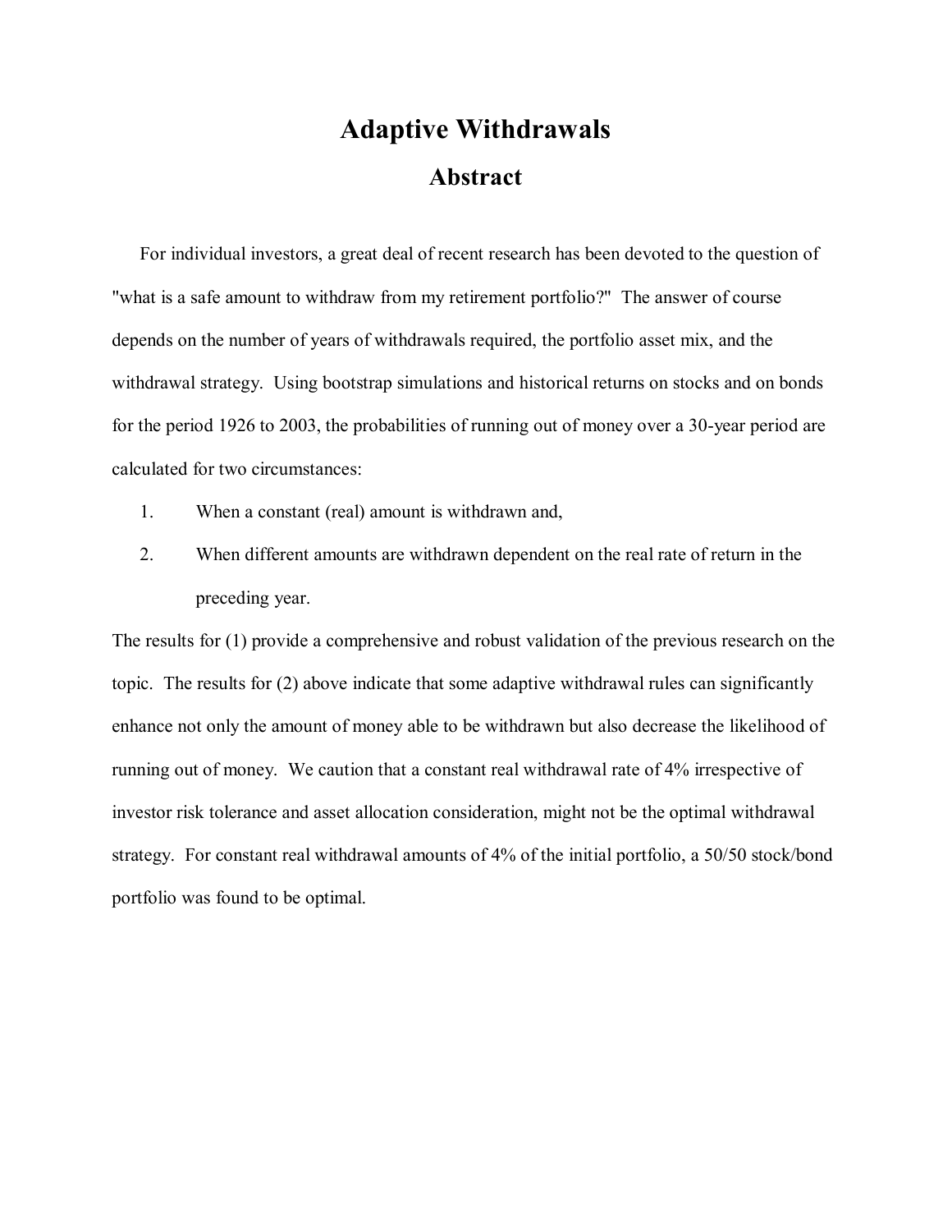# Adaptive Withdrawals

## Abstract

For individual investors, a great deal of recent research has been devoted to the question of "what is a safe amount to withdraw from my retirement portfolio?" The answer of course depends on the number of years of withdrawals required, the portfolio asset mix, and the withdrawal strategy. Using bootstrap simulations and historical returns on stocks and on bonds for the period 1926 to 2003, the probabilities of running out of money over a 30-year period are calculated for two circumstances:

1. When a constant (real) amount is withdrawn and,
2. When different amounts are withdrawn dependent on the real rate of return in the preceding year.

The results for (1) provide a comprehensive and robust validation of the previous research on the topic. The results for (2) above indicate that some adaptive withdrawal rules can significantly enhance not only the amount of money able to be withdrawn but also decrease the likelihood of running out of money. We caution that a constant real withdrawal rate of 4% irrespective of investor risk tolerance and asset allocation consideration, might not be the optimal withdrawal strategy. For constant real withdrawal amounts of 4% of the initial portfolio, a 50/50 stock/bond portfolio was found to be optimal.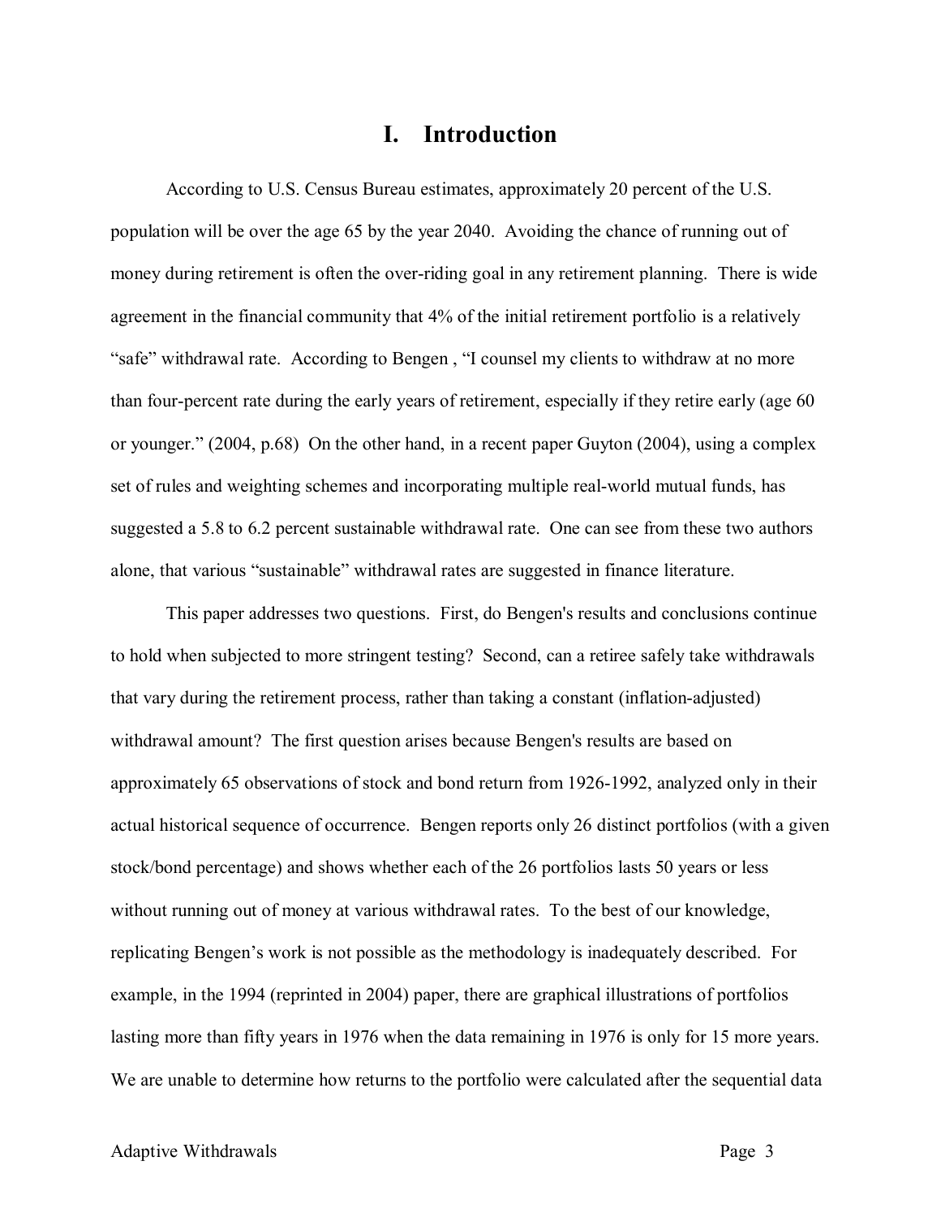# I. Introduction

According to U.S. Census Bureau estimates, approximately 20 percent of the U.S. population will be over the age 65 by the year 2040. Avoiding the chance of running out of money during retirement is often the over-riding goal in any retirement planning. There is wide agreement in the financial community that 4% of the initial retirement portfolio is a relatively "safe" withdrawal rate. According to Bengen , "I counsel my clients to withdraw at no more than four-percent rate during the early years of retirement, especially if they retire early (age 60 or younger." (2004, p.68) On the other hand, in a recent paper Guyton (2004), using a complex set of rules and weighting schemes and incorporating multiple real-world mutual funds, has suggested a 5.8 to 6.2 percent sustainable withdrawal rate. One can see from these two authors alone, that various "sustainable" withdrawal rates are suggested in finance literature.

This paper addresses two questions. First, do Bengen's results and conclusions continue to hold when subjected to more stringent testing? Second, can a retiree safely take withdrawals that vary during the retirement process, rather than taking a constant (inflation-adjusted) withdrawal amount? The first question arises because Bengen's results are based on approximately 65 observations of stock and bond return from 1926-1992, analyzed only in their actual historical sequence of occurrence. Bengen reports only 26 distinct portfolios (with a given stock/bond percentage) and shows whether each of the 26 portfolios lasts 50 years or less without running out of money at various withdrawal rates. To the best of our knowledge, replicating Bengen's work is not possible as the methodology is inadequately described. For example, in the 1994 (reprinted in 2004) paper, there are graphical illustrations of portfolios lasting more than fifty years in 1976 when the data remaining in 1976 is only for 15 more years. We are unable to determine how returns to the portfolio were calculated after the sequential data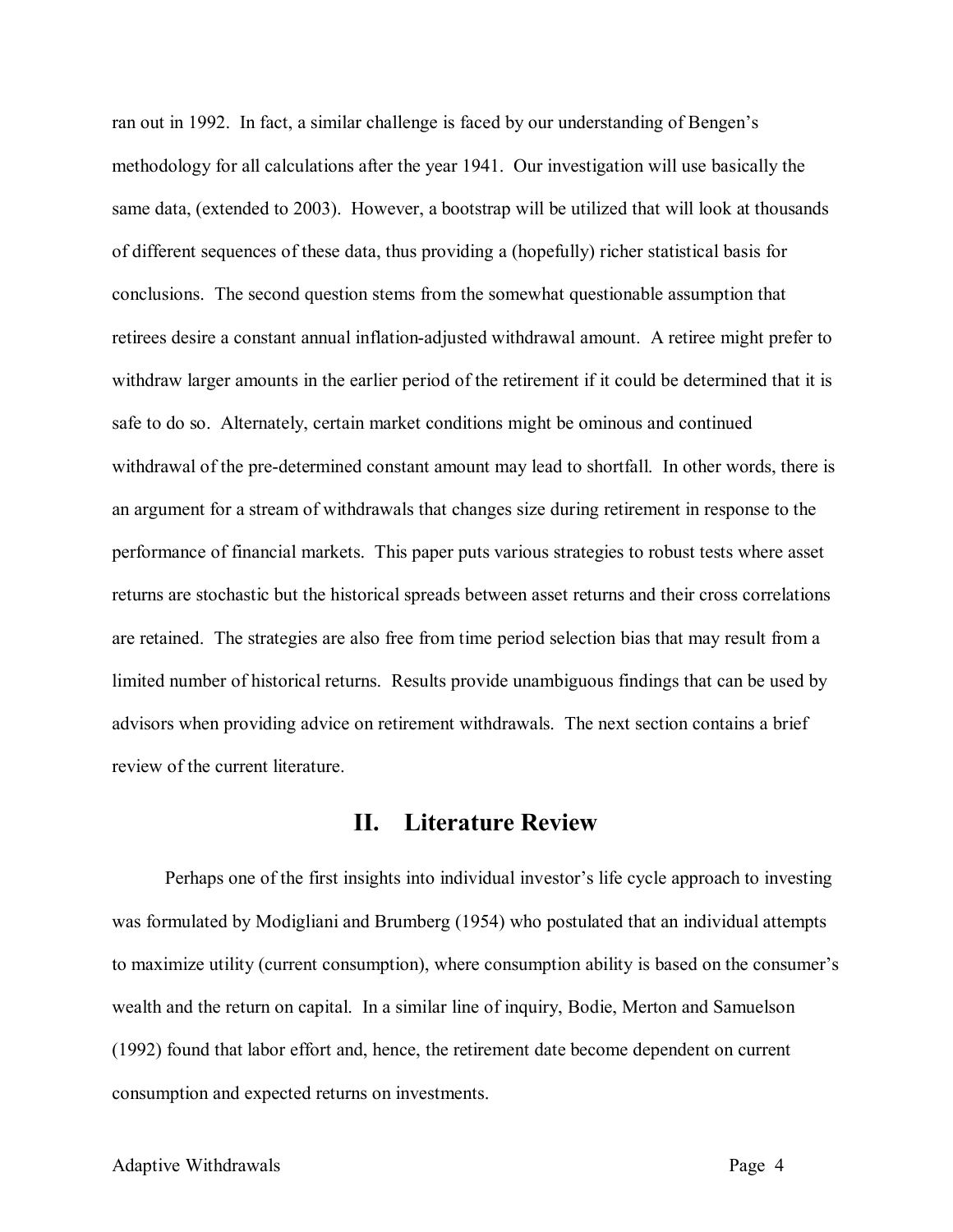ran out in 1992. In fact, a similar challenge is faced by our understanding of Bengen's methodology for all calculations after the year 1941. Our investigation will use basically the same data, (extended to 2003). However, a bootstrap will be utilized that will look at thousands of different sequences of these data, thus providing a (hopefully) richer statistical basis for conclusions. The second question stems from the somewhat questionable assumption that retirees desire a constant annual inflation-adjusted withdrawal amount. A retiree might prefer to withdraw larger amounts in the earlier period of the retirement if it could be determined that it is safe to do so. Alternately, certain market conditions might be ominous and continued withdrawal of the pre-determined constant amount may lead to shortfall. In other words, there is an argument for a stream of withdrawals that changes size during retirement in response to the performance of financial markets. This paper puts various strategies to robust tests where asset returns are stochastic but the historical spreads between asset returns and their cross correlations are retained. The strategies are also free from time period selection bias that may result from a limited number of historical returns. Results provide unambiguous findings that can be used by advisors when providing advice on retirement withdrawals. The next section contains a brief review of the current literature.

## II. Literature Review

Perhaps one of the first insights into individual investor's life cycle approach to investing was formulated by Modigliani and Brumberg (1954) who postulated that an individual attempts to maximize utility (current consumption), where consumption ability is based on the consumer's wealth and the return on capital. In a similar line of inquiry, Bodie, Merton and Samuelson (1992) found that labor effort and, hence, the retirement date become dependent on current consumption and expected returns on investments.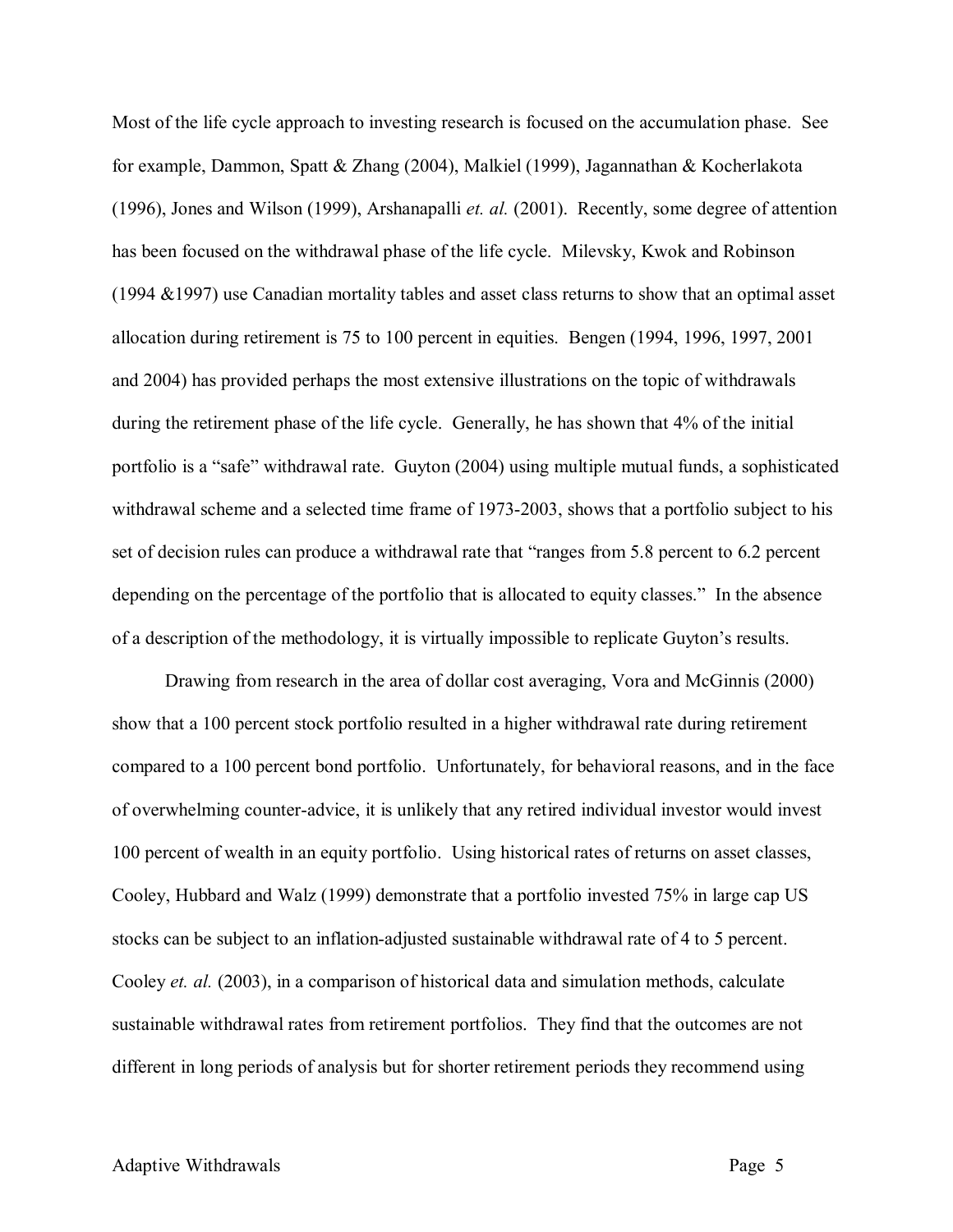Most of the life cycle approach to investing research is focused on the accumulation phase. See for example, Dammon, Spatt & Zhang (2004), Malkiel (1999), Jagannathan & Kocherlakota (1996), Jones and Wilson (1999), Arshanapalli *et. al.* (2001). Recently, some degree of attention has been focused on the withdrawal phase of the life cycle. Milevsky, Kwok and Robinson (1994 &1997) use Canadian mortality tables and asset class returns to show that an optimal asset allocation during retirement is 75 to 100 percent in equities. Bengen (1994, 1996, 1997, 2001 and 2004) has provided perhaps the most extensive illustrations on the topic of withdrawals during the retirement phase of the life cycle. Generally, he has shown that 4% of the initial portfolio is a "safe" withdrawal rate. Guyton (2004) using multiple mutual funds, a sophisticated withdrawal scheme and a selected time frame of 1973-2003, shows that a portfolio subject to his set of decision rules can produce a withdrawal rate that "ranges from 5.8 percent to 6.2 percent depending on the percentage of the portfolio that is allocated to equity classes." In the absence of a description of the methodology, it is virtually impossible to replicate Guyton's results.

Drawing from research in the area of dollar cost averaging, Vora and McGinnis (2000) show that a 100 percent stock portfolio resulted in a higher withdrawal rate during retirement compared to a 100 percent bond portfolio. Unfortunately, for behavioral reasons, and in the face of overwhelming counter-advice, it is unlikely that any retired individual investor would invest 100 percent of wealth in an equity portfolio. Using historical rates of returns on asset classes, Cooley, Hubbard and Walz (1999) demonstrate that a portfolio invested 75% in large cap US stocks can be subject to an inflation-adjusted sustainable withdrawal rate of 4 to 5 percent. Cooley *et. al.* (2003), in a comparison of historical data and simulation methods, calculate sustainable withdrawal rates from retirement portfolios. They find that the outcomes are not different in long periods of analysis but for shorter retirement periods they recommend using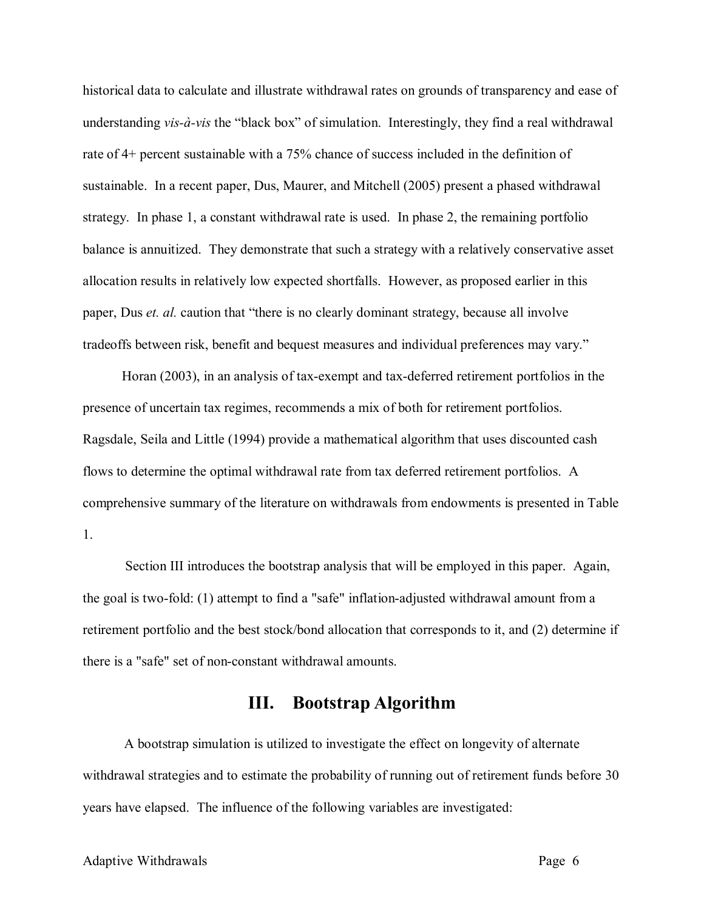historical data to calculate and illustrate withdrawal rates on grounds of transparency and ease of understanding *vis-à-vis* the "black box" of simulation. Interestingly, they find a real withdrawal rate of 4+ percent sustainable with a 75% chance of success included in the definition of sustainable. In a recent paper, Dus, Maurer, and Mitchell (2005) present a phased withdrawal strategy. In phase 1, a constant withdrawal rate is used. In phase 2, the remaining portfolio balance is annuitized. They demonstrate that such a strategy with a relatively conservative asset allocation results in relatively low expected shortfalls. However, as proposed earlier in this paper, Dus *et. al.* caution that "there is no clearly dominant strategy, because all involve tradeoffs between risk, benefit and bequest measures and individual preferences may vary."

Horan (2003), in an analysis of tax-exempt and tax-deferred retirement portfolios in the presence of uncertain tax regimes, recommends a mix of both for retirement portfolios. Ragsdale, Seila and Little (1994) provide a mathematical algorithm that uses discounted cash flows to determine the optimal withdrawal rate from tax deferred retirement portfolios. A comprehensive summary of the literature on withdrawals from endowments is presented in Table 1.

Section III introduces the bootstrap analysis that will be employed in this paper. Again, the goal is two-fold: (1) attempt to find a "safe" inflation-adjusted withdrawal amount from a retirement portfolio and the best stock/bond allocation that corresponds to it, and (2) determine if there is a "safe" set of non-constant withdrawal amounts.

## III. Bootstrap Algorithm

A bootstrap simulation is utilized to investigate the effect on longevity of alternate withdrawal strategies and to estimate the probability of running out of retirement funds before 30 years have elapsed. The influence of the following variables are investigated: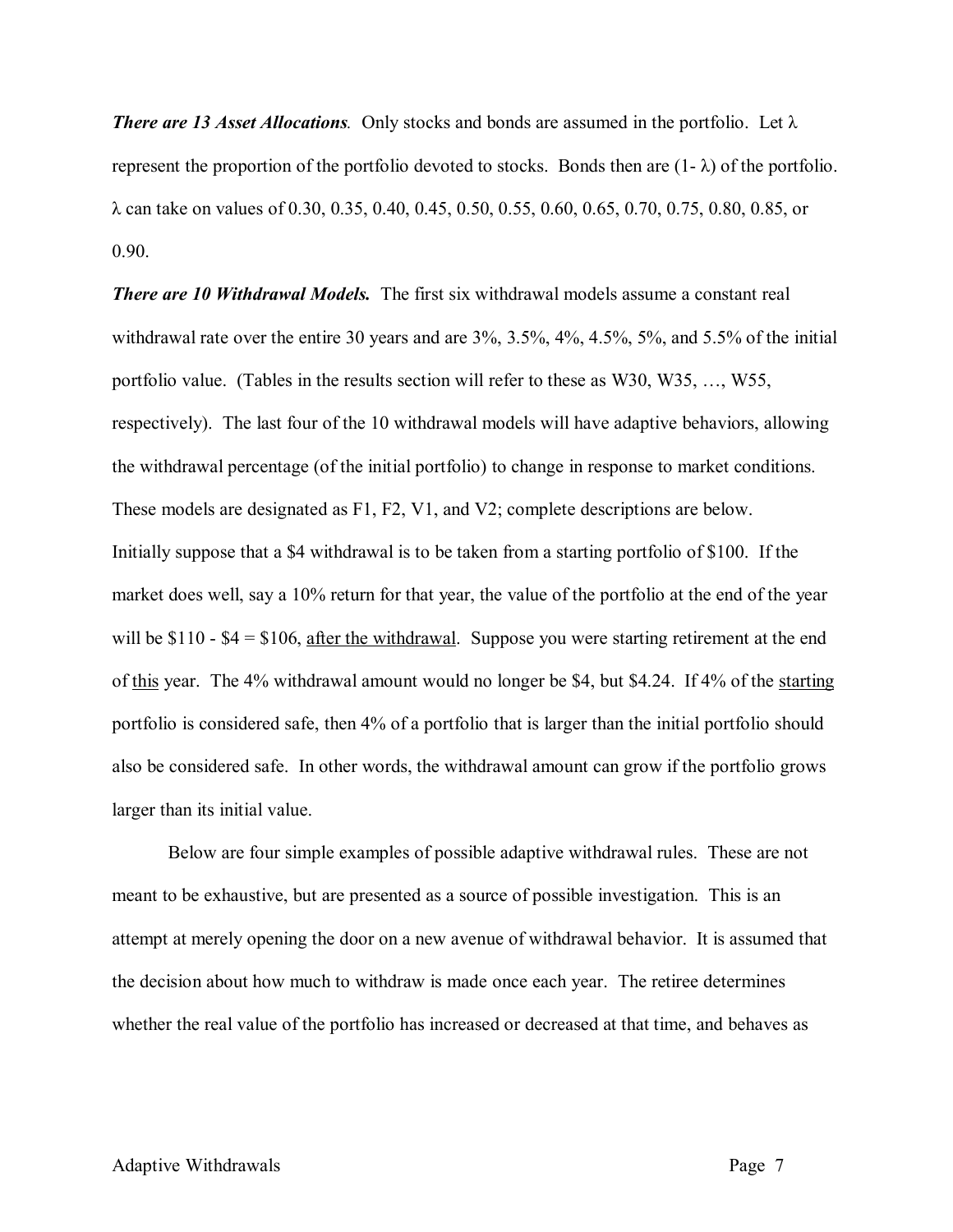***There are 13 Asset Allocations***. Only stocks and bonds are assumed in the portfolio. Let $\lambda$ represent the proportion of the portfolio devoted to stocks. Bonds then are $(1- \lambda)$ of the portfolio. $\lambda$ can take on values of 0.30, 0.35, 0.40, 0.45, 0.50, 0.55, 0.60, 0.65, 0.70, 0.75, 0.80, 0.85, or 0.90.

***There are 10 Withdrawal Models.*** The first six withdrawal models assume a constant real withdrawal rate over the entire 30 years and are 3%, 3.5%, 4%, 4.5%, 5%, and 5.5% of the initial portfolio value. (Tables in the results section will refer to these as W30, W35, …, W55, respectively). The last four of the 10 withdrawal models will have adaptive behaviors, allowing the withdrawal percentage (of the initial portfolio) to change in response to market conditions. These models are designated as F1, F2, V1, and V2; complete descriptions are below.

Initially suppose that a \$4 withdrawal is to be taken from a starting portfolio of \$100. If the market does well, say a 10% return for that year, the value of the portfolio at the end of the year will be \$110 - \$4 = \$106, <u>after the withdrawal</u>. Suppose you were starting retirement at the end of <u>this</u> year. The 4% withdrawal amount would no longer be \$4, but \$4.24. If 4% of the <u>starting</u> portfolio is considered safe, then 4% of a portfolio that is larger than the initial portfolio should also be considered safe. In other words, the withdrawal amount can grow if the portfolio grows larger than its initial value.

Below are four simple examples of possible adaptive withdrawal rules. These are not meant to be exhaustive, but are presented as a source of possible investigation. This is an attempt at merely opening the door on a new avenue of withdrawal behavior. It is assumed that the decision about how much to withdraw is made once each year. The retiree determines whether the real value of the portfolio has increased or decreased at that time, and behaves as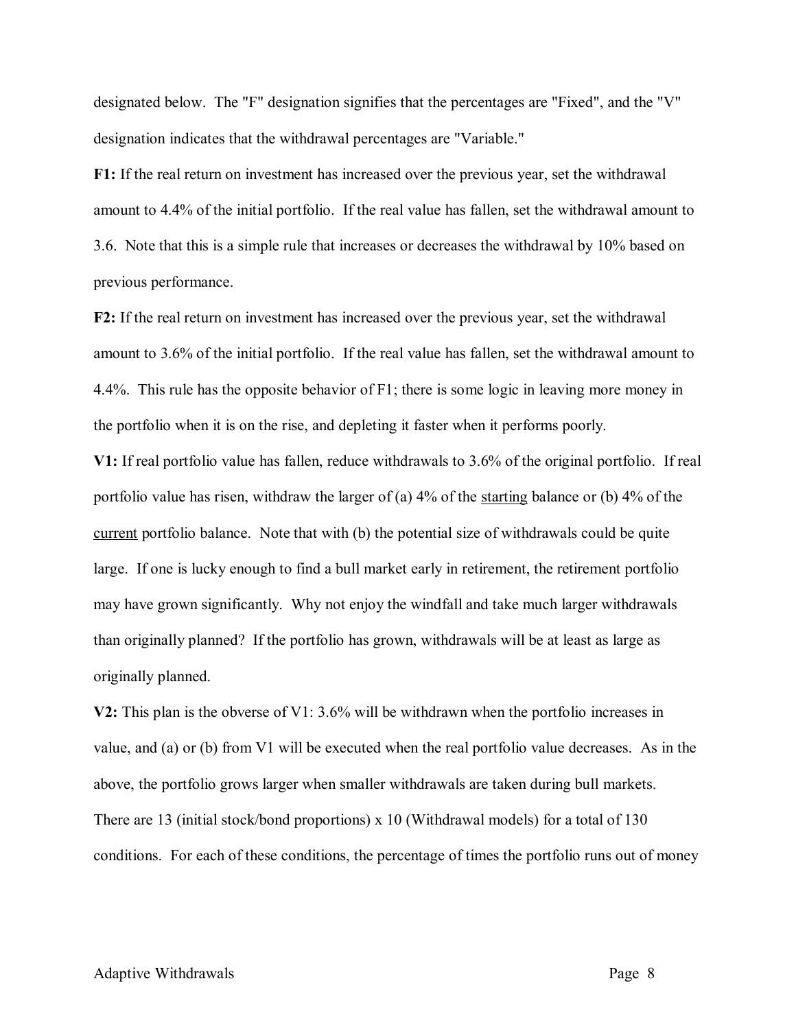designated below. The "F" designation signifies that the percentages are "Fixed", and the "V" designation indicates that the withdrawal percentages are "Variable."

**F1:** If the real return on investment has increased over the previous year, set the withdrawal amount to 4.4% of the initial portfolio. If the real value has fallen, set the withdrawal amount to 3.6. Note that this is a simple rule that increases or decreases the withdrawal by 10% based on previous performance.

**F2:** If the real return on investment has increased over the previous year, set the withdrawal amount to 3.6% of the initial portfolio. If the real value has fallen, set the withdrawal amount to 4.4%. This rule has the opposite behavior of F1; there is some logic in leaving more money in the portfolio when it is on the rise, and depleting it faster when it performs poorly.

**V1:** If real portfolio value has fallen, reduce withdrawals to 3.6% of the original portfolio. If real portfolio value has risen, withdraw the larger of (a) 4% of the <u>starting</u> balance or (b) 4% of the <u>current</u> portfolio balance. Note that with (b) the potential size of withdrawals could be quite large. If one is lucky enough to find a bull market early in retirement, the retirement portfolio may have grown significantly. Why not enjoy the windfall and take much larger withdrawals than originally planned? If the portfolio has grown, withdrawals will be at least as large as originally planned.

**V2:** This plan is the obverse of V1: 3.6% will be withdrawn when the portfolio increases in value, and (a) or (b) from V1 will be executed when the real portfolio value decreases. As in the above, the portfolio grows larger when smaller withdrawals are taken during bull markets.

There are 13 (initial stock/bond proportions) x 10 (Withdrawal models) for a total of 130 conditions. For each of these conditions, the percentage of times the portfolio runs out of money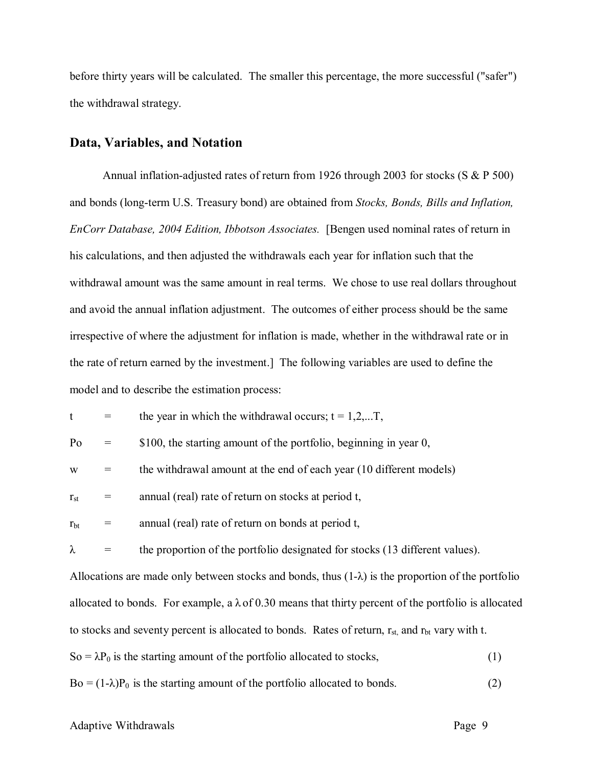before thirty years will be calculated. The smaller this percentage, the more successful ("safer") the withdrawal strategy.

## Data, Variables, and Notation

Annual inflation-adjusted rates of return from 1926 through 2003 for stocks (S & P 500) and bonds (long-term U.S. Treasury bond) are obtained from *Stocks, Bonds, Bills and Inflation, EnCorr Database, 2004 Edition, Ibbotson Associates.* [Bengen used nominal rates of return in his calculations, and then adjusted the withdrawals each year for inflation such that the withdrawal amount was the same amount in real terms. We chose to use real dollars throughout and avoid the annual inflation adjustment. The outcomes of either process should be the same irrespective of where the adjustment for inflation is made, whether in the withdrawal rate or in the rate of return earned by the investment.] The following variables are used to define the model and to describe the estimation process:

$t$ = the year in which the withdrawal occurs; $t = 1,2,...T$,

$Po$ = \$100, the starting amount of the portfolio, beginning in year 0,

$w$ = the withdrawal amount at the end of each year (10 different models)

$r_{st}$ = annual (real) rate of return on stocks at period t,

$r_{bt}$ = annual (real) rate of return on bonds at period t,

$\lambda$ = the proportion of the portfolio designated for stocks (13 different values).

Allocations are made only between stocks and bonds, thus $(1-\lambda)$ is the proportion of the portfolio allocated to bonds. For example, a $\lambda$ of 0.30 means that thirty percent of the portfolio is allocated to stocks and seventy percent is allocated to bonds. Rates of return, $r_{st}$, and $r_{bt}$ vary with t.

$So = \lambda P_0$ is the starting amount of the portfolio allocated to stocks, (1)

$Bo = (1-\lambda)P_0$ is the starting amount of the portfolio allocated to bonds. (2)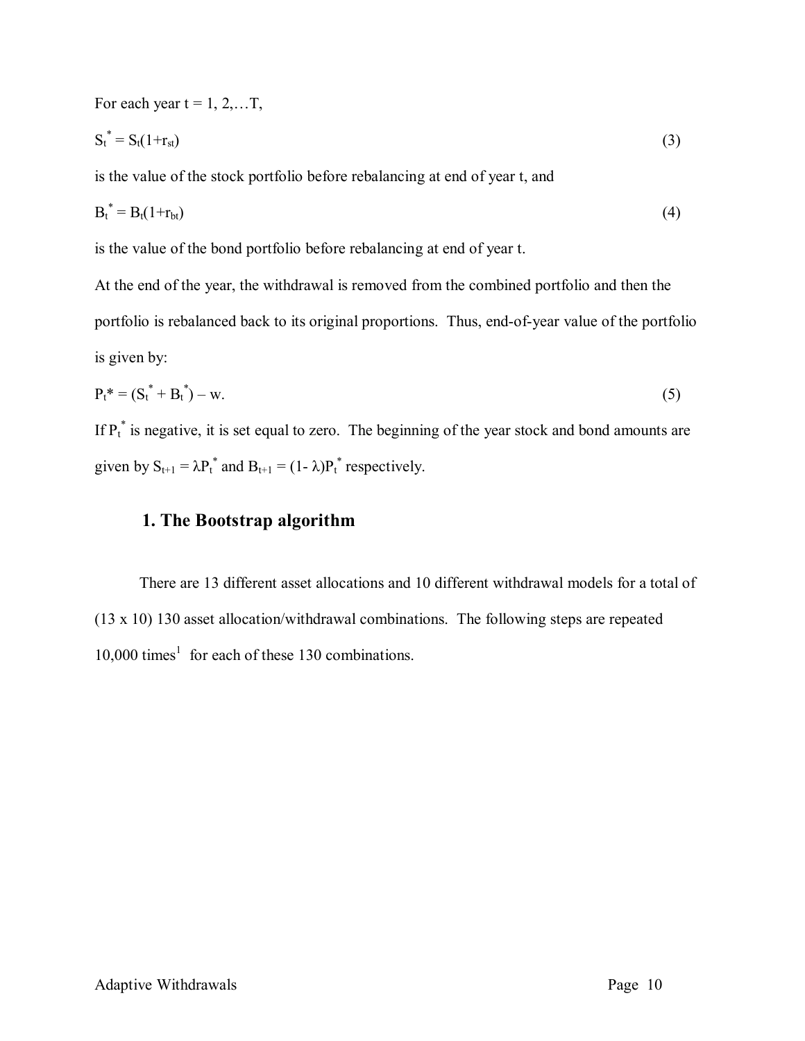For each year t = 1, 2,…T,

$$S_t^* = S_t(1+r_{st}) \tag{3}$$

is the value of the stock portfolio before rebalancing at end of year t, and

$$B_t^* = B_t(1+r_{bt}) \tag{4}$$

is the value of the bond portfolio before rebalancing at end of year t.

At the end of the year, the withdrawal is removed from the combined portfolio and then the portfolio is rebalanced back to its original proportions. Thus, end-of-year value of the portfolio is given by:

$$P_t^* = (S_t^* + B_t^*) - w. \tag{5}$$

If $P_t^*$ is negative, it is set equal to zero. The beginning of the year stock and bond amounts are given by $S_{t+1} = \lambda P_t^*$ and $B_{t+1} = (1- \lambda)P_t^*$ respectively.

## 1. The Bootstrap algorithm

There are 13 different asset allocations and 10 different withdrawal models for a total of (13 x 10) 130 asset allocation/withdrawal combinations. The following steps are repeated 10,000 times[1] for each of these 130 combinations.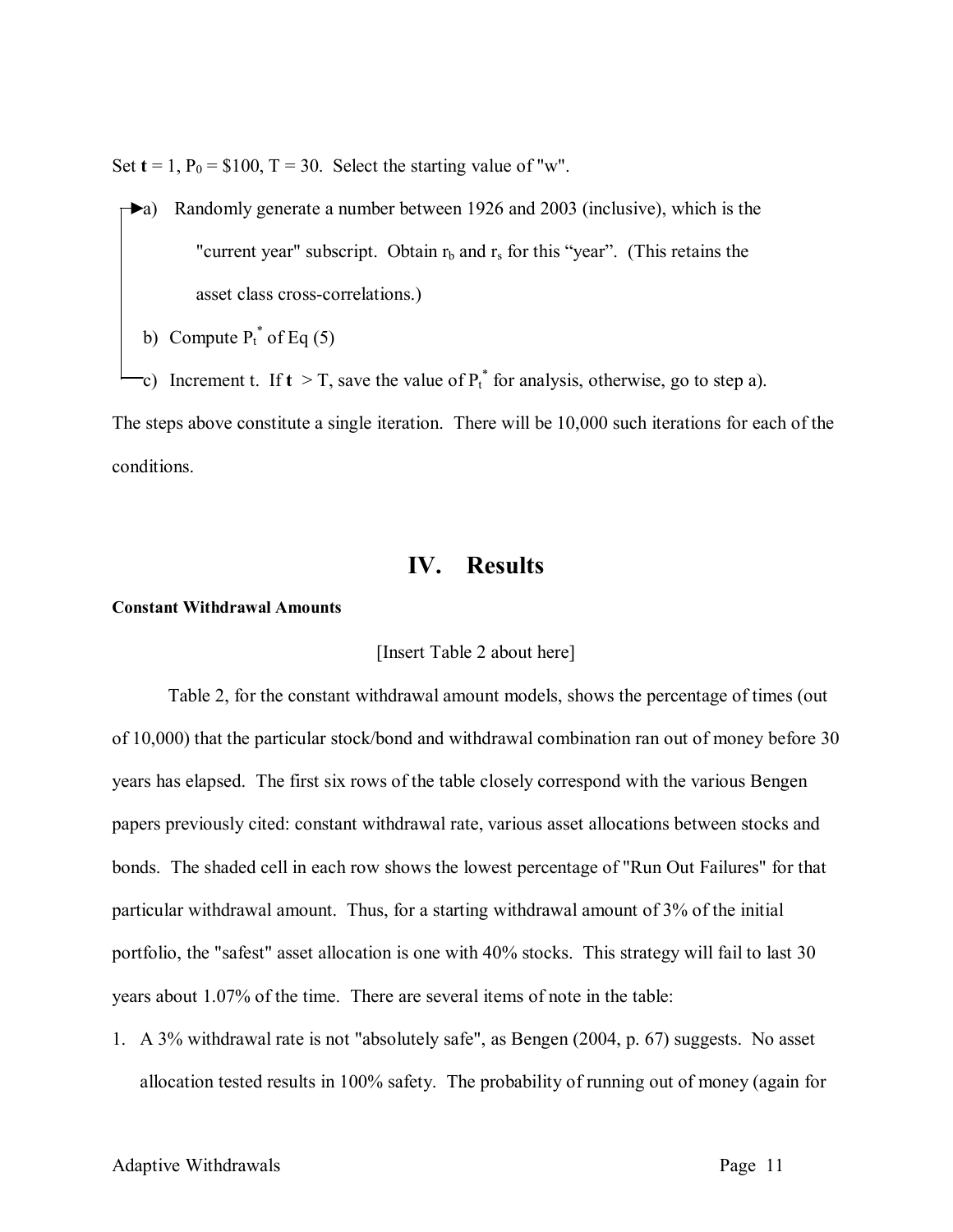Set **t** = 1, $P_0$ = $100, T = 30. Select the starting value of "w".

a) Randomly generate a number between 1926 and 2003 (inclusive), which is the "current year" subscript. Obtain $r_b$ and $r_s$ for this "year". (This retains the asset class cross-correlations.)

b) Compute $P_t^*$ of Eq (5)

c) Increment t. If **t** > T, save the value of $P_t^*$ for analysis, otherwise, go to step a).

The steps above constitute a single iteration. There will be 10,000 such iterations for each of the conditions.

## IV. Results

**Constant Withdrawal Amounts**

[Insert Table 2 about here]

Table 2, for the constant withdrawal amount models, shows the percentage of times (out of 10,000) that the particular stock/bond and withdrawal combination ran out of money before 30 years has elapsed. The first six rows of the table closely correspond with the various Bengen papers previously cited: constant withdrawal rate, various asset allocations between stocks and bonds. The shaded cell in each row shows the lowest percentage of "Run Out Failures" for that particular withdrawal amount. Thus, for a starting withdrawal amount of 3% of the initial portfolio, the "safest" asset allocation is one with 40% stocks. This strategy will fail to last 30 years about 1.07% of the time. There are several items of note in the table:

1. A 3% withdrawal rate is not "absolutely safe", as Bengen (2004, p. 67) suggests. No asset allocation tested results in 100% safety. The probability of running out of money (again for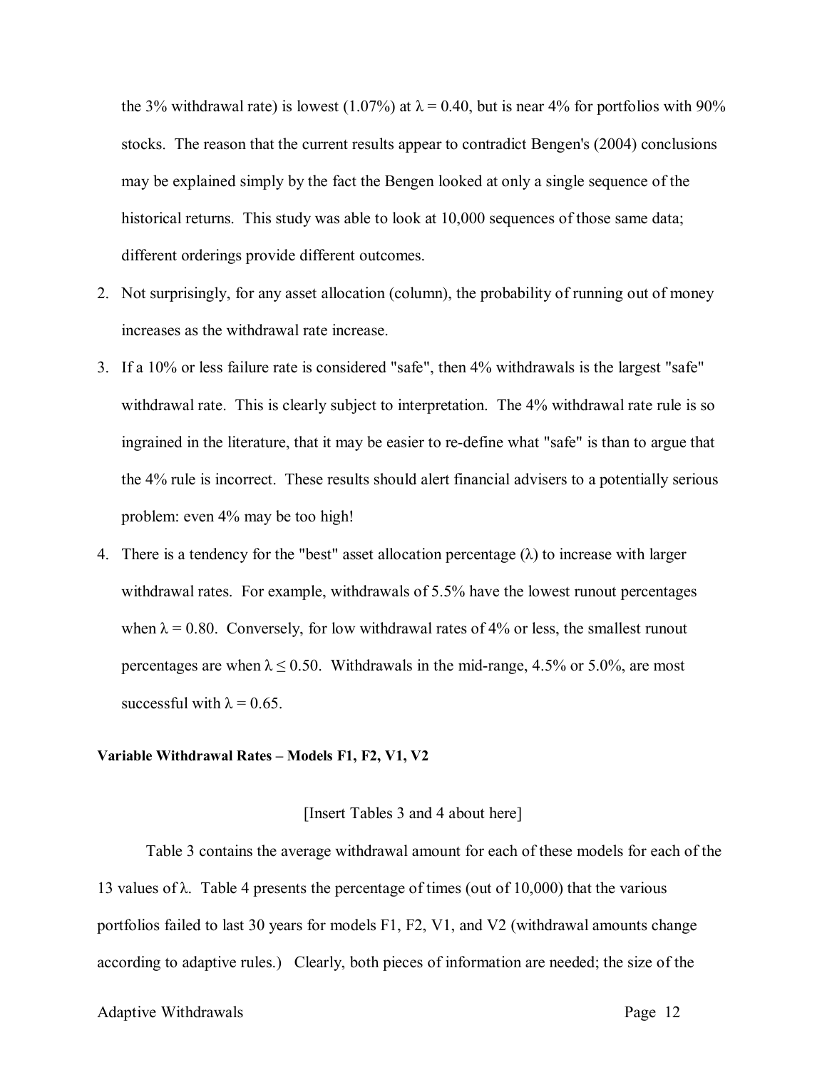the 3% withdrawal rate) is lowest (1.07%) at $\lambda = 0.40$, but is near 4% for portfolios with 90% stocks. The reason that the current results appear to contradict Bengen's (2004) conclusions may be explained simply by the fact the Bengen looked at only a single sequence of the historical returns. This study was able to look at 10,000 sequences of those same data; different orderings provide different outcomes.

2. Not surprisingly, for any asset allocation (column), the probability of running out of money increases as the withdrawal rate increase.
3. If a 10% or less failure rate is considered "safe", then 4% withdrawals is the largest "safe" withdrawal rate. This is clearly subject to interpretation. The 4% withdrawal rate rule is so ingrained in the literature, that it may be easier to re-define what "safe" is than to argue that the 4% rule is incorrect. These results should alert financial advisers to a potentially serious problem: even 4% may be too high!
4. There is a tendency for the "best" asset allocation percentage ($\lambda$) to increase with larger withdrawal rates. For example, withdrawals of 5.5% have the lowest runout percentages when $\lambda = 0.80$. Conversely, for low withdrawal rates of 4% or less, the smallest runout percentages are when $\lambda \leq 0.50$. Withdrawals in the mid-range, 4.5% or 5.0%, are most successful with $\lambda = 0.65$.

**Variable Withdrawal Rates – Models F1, F2, V1, V2**

[Insert Tables 3 and 4 about here]

Table 3 contains the average withdrawal amount for each of these models for each of the 13 values of $\lambda$. Table 4 presents the percentage of times (out of 10,000) that the various portfolios failed to last 30 years for models F1, F2, V1, and V2 (withdrawal amounts change according to adaptive rules.) Clearly, both pieces of information are needed; the size of the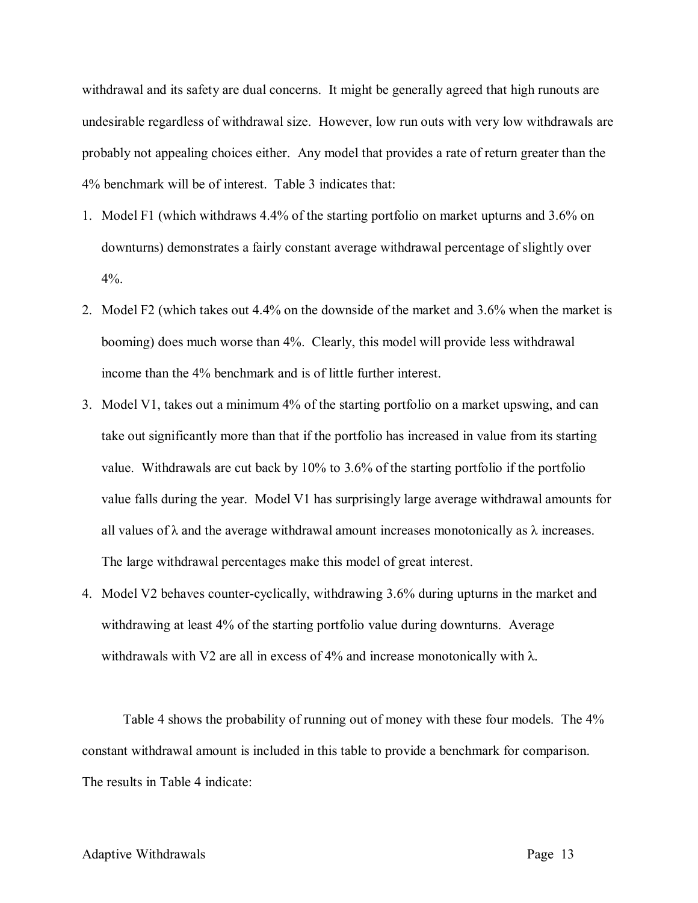withdrawal and its safety are dual concerns. It might be generally agreed that high runouts are undesirable regardless of withdrawal size. However, low run outs with very low withdrawals are probably not appealing choices either. Any model that provides a rate of return greater than the 4% benchmark will be of interest. Table 3 indicates that:

1. Model F1 (which withdraws 4.4% of the starting portfolio on market upturns and 3.6% on downturns) demonstrates a fairly constant average withdrawal percentage of slightly over 4%.
2. Model F2 (which takes out 4.4% on the downside of the market and 3.6% when the market is booming) does much worse than 4%. Clearly, this model will provide less withdrawal income than the 4% benchmark and is of little further interest.
3. Model V1, takes out a minimum 4% of the starting portfolio on a market upswing, and can take out significantly more than that if the portfolio has increased in value from its starting value. Withdrawals are cut back by 10% to 3.6% of the starting portfolio if the portfolio value falls during the year. Model V1 has surprisingly large average withdrawal amounts for all values of $\lambda$ and the average withdrawal amount increases monotonically as $\lambda$ increases. The large withdrawal percentages make this model of great interest.
4. Model V2 behaves counter-cyclically, withdrawing 3.6% during upturns in the market and withdrawing at least 4% of the starting portfolio value during downturns. Average withdrawals with V2 are all in excess of 4% and increase monotonically with $\lambda$.

Table 4 shows the probability of running out of money with these four models. The 4% constant withdrawal amount is included in this table to provide a benchmark for comparison. The results in Table 4 indicate: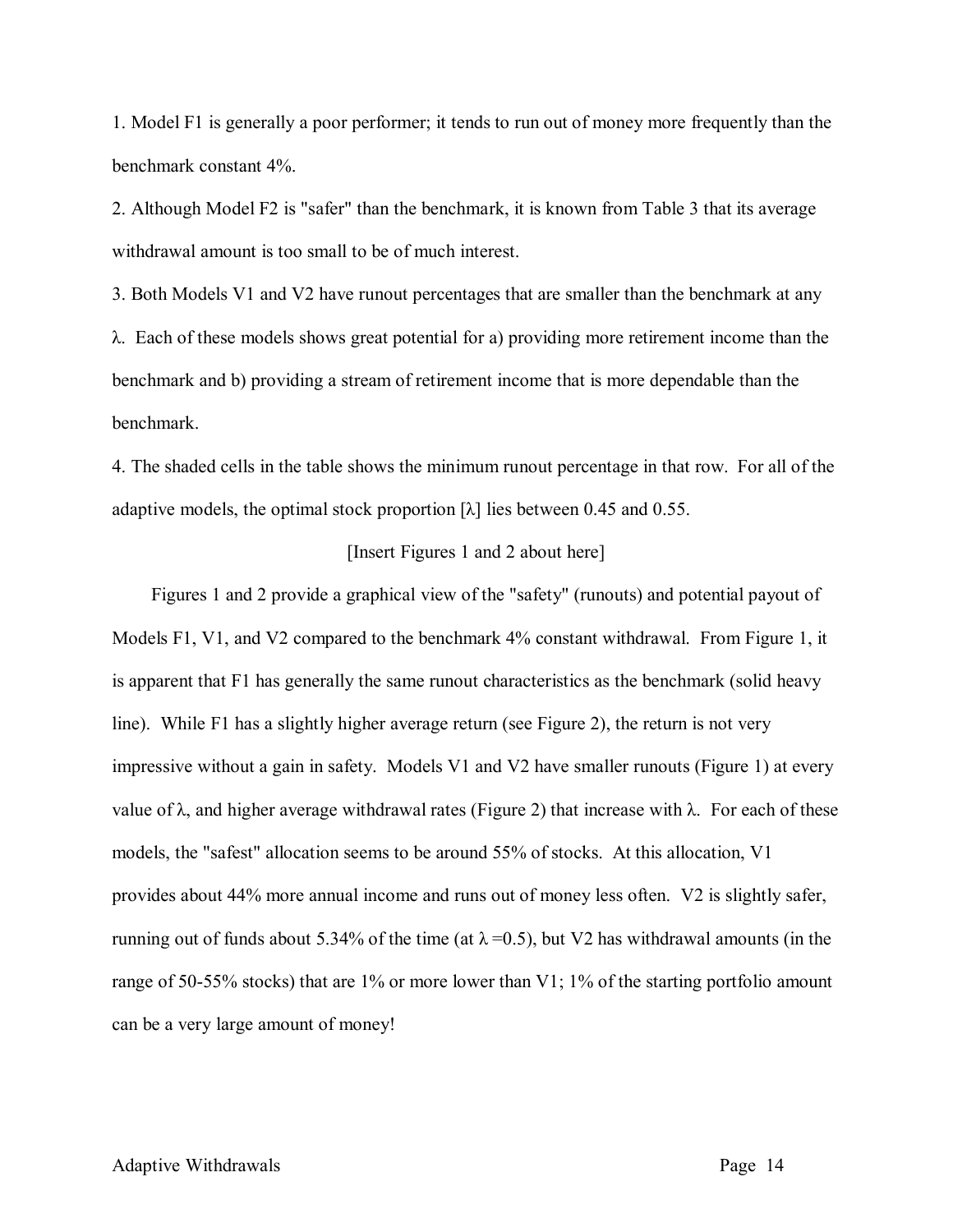1. Model F1 is generally a poor performer; it tends to run out of money more frequently than the benchmark constant 4%.

2. Although Model F2 is "safer" than the benchmark, it is known from Table 3 that its average withdrawal amount is too small to be of much interest.

3. Both Models V1 and V2 have runout percentages that are smaller than the benchmark at any $\lambda$. Each of these models shows great potential for a) providing more retirement income than the benchmark and b) providing a stream of retirement income that is more dependable than the benchmark.

4. The shaded cells in the table shows the minimum runout percentage in that row. For all of the adaptive models, the optimal stock proportion [$\lambda$] lies between 0.45 and 0.55.

[Insert Figures 1 and 2 about here]

Figures 1 and 2 provide a graphical view of the "safety" (runouts) and potential payout of Models F1, V1, and V2 compared to the benchmark 4% constant withdrawal. From Figure 1, it is apparent that F1 has generally the same runout characteristics as the benchmark (solid heavy line). While F1 has a slightly higher average return (see Figure 2), the return is not very impressive without a gain in safety. Models V1 and V2 have smaller runouts (Figure 1) at every value of $\lambda$, and higher average withdrawal rates (Figure 2) that increase with $\lambda$. For each of these models, the "safest" allocation seems to be around 55% of stocks. At this allocation, V1 provides about 44% more annual income and runs out of money less often. V2 is slightly safer, running out of funds about 5.34% of the time (at $\lambda = 0.5$), but V2 has withdrawal amounts (in the range of 50-55% stocks) that are 1% or more lower than V1; 1% of the starting portfolio amount can be a very large amount of money!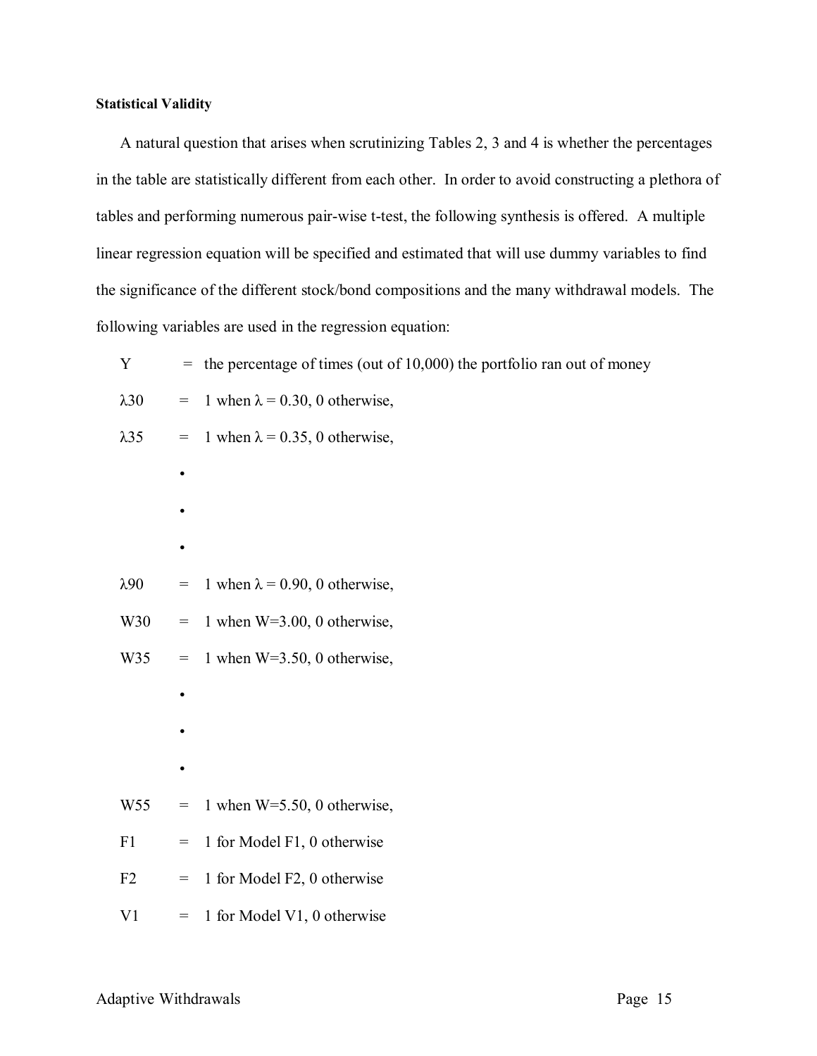**Statistical Validity**

A natural question that arises when scrutinizing Tables 2, 3 and 4 is whether the percentages in the table are statistically different from each other. In order to avoid constructing a plethora of tables and performing numerous pair-wise t-test, the following synthesis is offered. A multiple linear regression equation will be specified and estimated that will use dummy variables to find the significance of the different stock/bond compositions and the many withdrawal models. The following variables are used in the regression equation:

$Y$ = the percentage of times (out of 10,000) the portfolio ran out of money

$\lambda 30$ = 1 when $\lambda = 0.30$, 0 otherwise,

$\lambda 35$ = 1 when $\lambda = 0.35$, 0 otherwise,

•

•

•

$\lambda 90$ = 1 when $\lambda = 0.90$, 0 otherwise,

W30 = 1 when W=3.00, 0 otherwise,

W35 = 1 when W=3.50, 0 otherwise,

•

•

•

W55 = 1 when W=5.50, 0 otherwise,

F1 = 1 for Model F1, 0 otherwise

F2 = 1 for Model F2, 0 otherwise

V1 = 1 for Model V1, 0 otherwise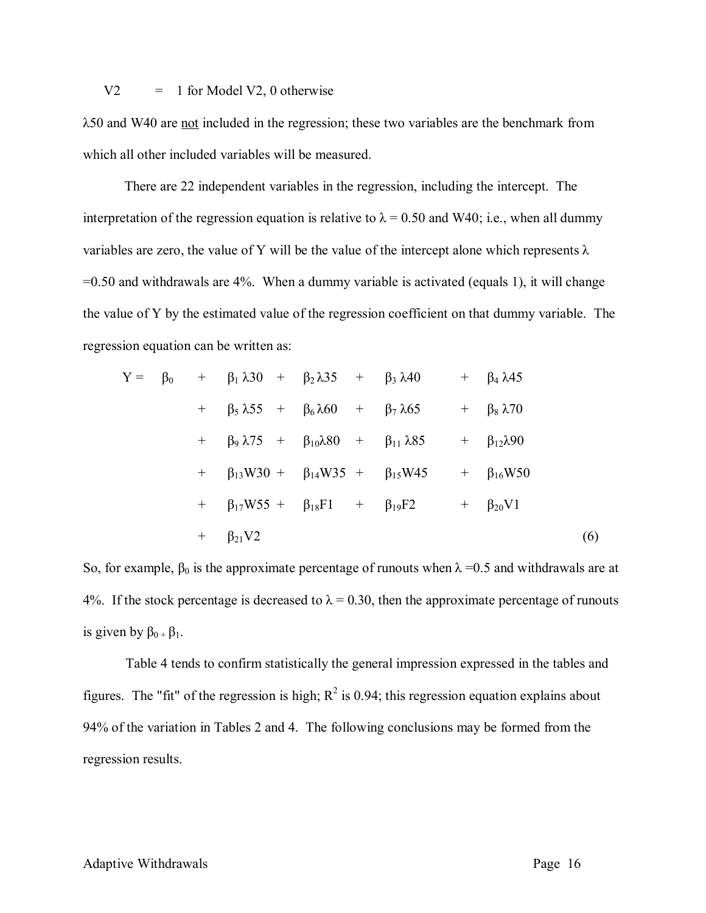V2 = 1 for Model V2, 0 otherwise

$\lambda 50$ and W40 are not included in the regression; these two variables are the benchmark from which all other included variables will be measured.

There are 22 independent variables in the regression, including the intercept. The interpretation of the regression equation is relative to $\lambda = 0.50$ and W40; i.e., when all dummy variables are zero, the value of Y will be the value of the intercept alone which represents $\lambda = 0.50$ and withdrawals are 4%. When a dummy variable is activated (equals 1), it will change the value of Y by the estimated value of the regression coefficient on that dummy variable. The regression equation can be written as:

$$
\begin{aligned}
Y = \beta_0 &+ \beta_1 \lambda 30 + \beta_2 \lambda 35 + \beta_3 \lambda 40 + \beta_4 \lambda 45 \\
&+ \beta_5 \lambda 55 + \beta_6 \lambda 60 + \beta_7 \lambda 65 + \beta_8 \lambda 70 \\
&+ \beta_9 \lambda 75 + \beta_{10} \lambda 80 + \beta_{11} \lambda 85 + \beta_{12} \lambda 90 \\
&+ \beta_{13} W30 + \beta_{14} W35 + \beta_{15} W45 + \beta_{16} W50 \\
&+ \beta_{17} W55 + \beta_{18} F1 + \beta_{19} F2 + \beta_{20} V1 \\
&+ \beta_{21} V2
\end{aligned}
\tag{6}
$$

So, for example, $\beta_0$ is the approximate percentage of runouts when $\lambda = 0.5$ and withdrawals are at 4%. If the stock percentage is decreased to $\lambda = 0.30$, then the approximate percentage of runouts is given by $\beta_0 + \beta_1$.

Table 4 tends to confirm statistically the general impression expressed in the tables and figures. The "fit" of the regression is high; $R^2$ is 0.94; this regression equation explains about 94% of the variation in Tables 2 and 4. The following conclusions may be formed from the regression results.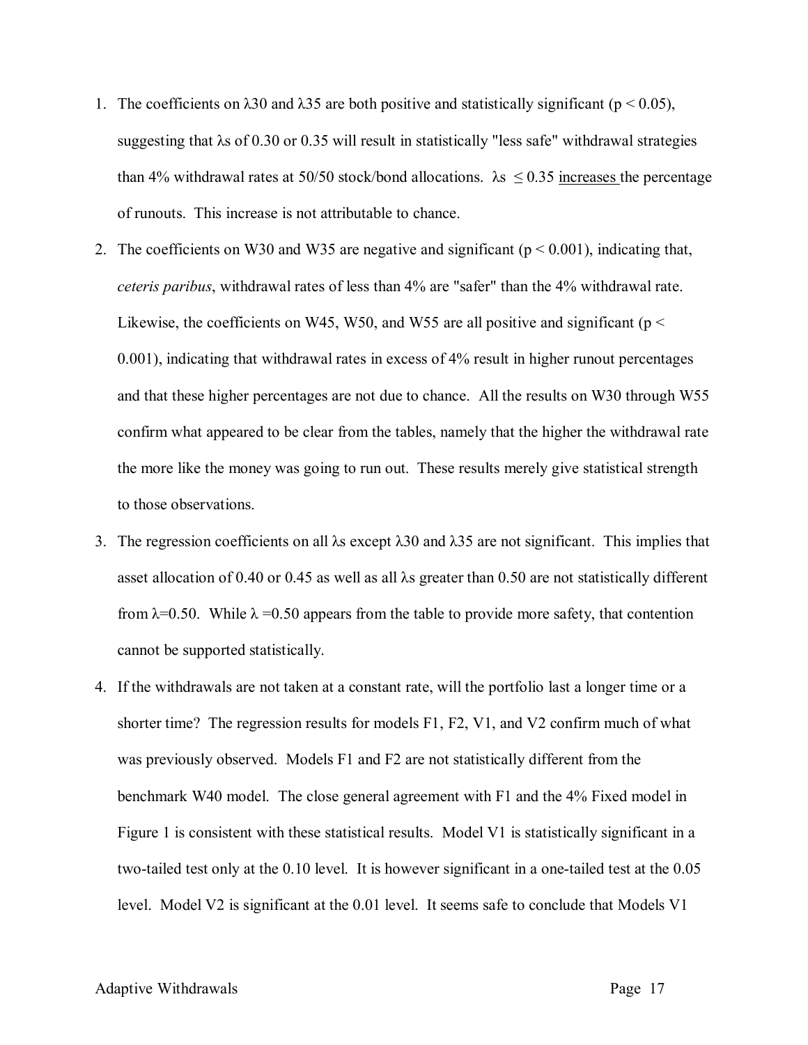1. The coefficients on $\lambda30$ and $\lambda35$ are both positive and statistically significant ($p < 0.05$), suggesting that $\lambda$s of 0.30 or 0.35 will result in statistically "less safe" withdrawal strategies than 4% withdrawal rates at 50/50 stock/bond allocations. $\lambda$s $\leq 0.35$ <u>increases</u> the percentage of runouts. This increase is not attributable to chance.
2. The coefficients on W30 and W35 are negative and significant ($p < 0.001$), indicating that, *ceteris paribus*, withdrawal rates of less than 4% are "safer" than the 4% withdrawal rate. Likewise, the coefficients on W45, W50, and W55 are all positive and significant ($p < 0.001$), indicating that withdrawal rates in excess of 4% result in higher runout percentages and that these higher percentages are not due to chance. All the results on W30 through W55 confirm what appeared to be clear from the tables, namely that the higher the withdrawal rate the more like the money was going to run out. These results merely give statistical strength to those observations.
3. The regression coefficients on all $\lambda$s except $\lambda30$ and $\lambda35$ are not significant. This implies that asset allocation of 0.40 or 0.45 as well as all $\lambda$s greater than 0.50 are not statistically different from $\lambda$=0.50. While $\lambda$ =0.50 appears from the table to provide more safety, that contention cannot be supported statistically.
4. If the withdrawals are not taken at a constant rate, will the portfolio last a longer time or a shorter time? The regression results for models F1, F2, V1, and V2 confirm much of what was previously observed. Models F1 and F2 are not statistically different from the benchmark W40 model. The close general agreement with F1 and the 4% Fixed model in Figure 1 is consistent with these statistical results. Model V1 is statistically significant in a two-tailed test only at the 0.10 level. It is however significant in a one-tailed test at the 0.05 level. Model V2 is significant at the 0.01 level. It seems safe to conclude that Models V1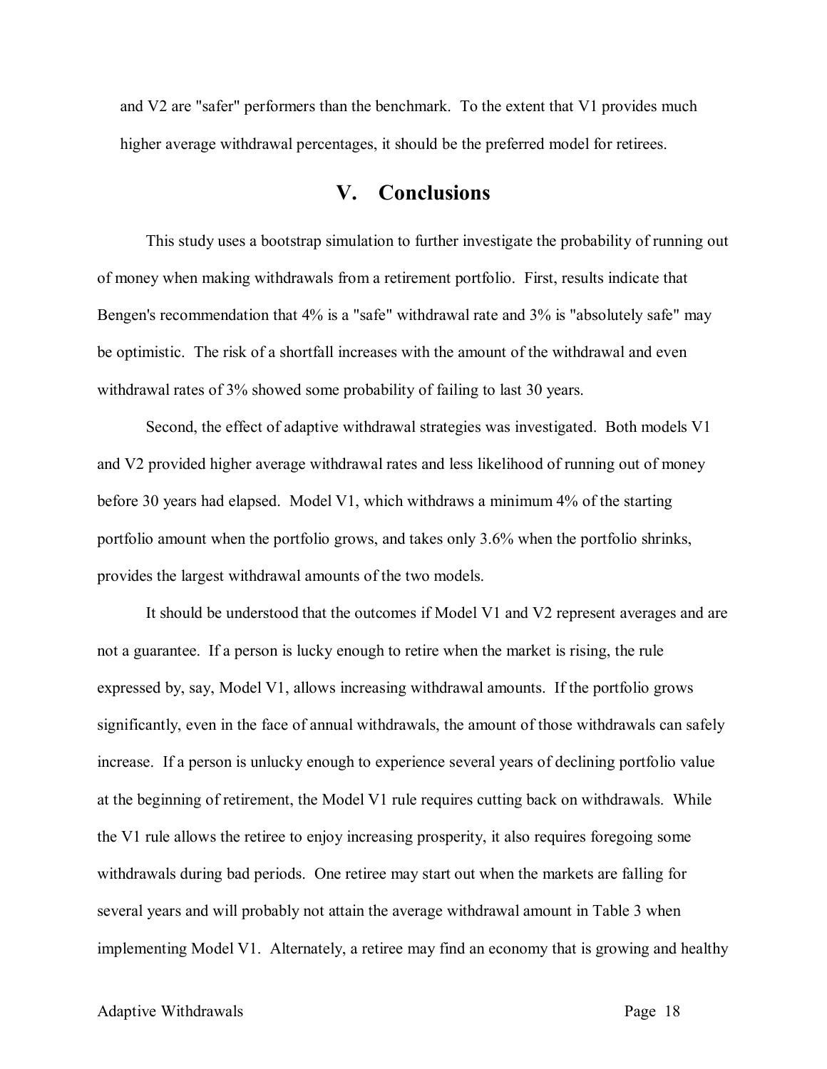and V2 are "safer" performers than the benchmark. To the extent that V1 provides much higher average withdrawal percentages, it should be the preferred model for retirees.

## V. Conclusions

This study uses a bootstrap simulation to further investigate the probability of running out of money when making withdrawals from a retirement portfolio. First, results indicate that Bengen's recommendation that 4% is a "safe" withdrawal rate and 3% is "absolutely safe" may be optimistic. The risk of a shortfall increases with the amount of the withdrawal and even withdrawal rates of 3% showed some probability of failing to last 30 years.

Second, the effect of adaptive withdrawal strategies was investigated. Both models V1 and V2 provided higher average withdrawal rates and less likelihood of running out of money before 30 years had elapsed. Model V1, which withdraws a minimum 4% of the starting portfolio amount when the portfolio grows, and takes only 3.6% when the portfolio shrinks, provides the largest withdrawal amounts of the two models.

It should be understood that the outcomes if Model V1 and V2 represent averages and are not a guarantee. If a person is lucky enough to retire when the market is rising, the rule expressed by, say, Model V1, allows increasing withdrawal amounts. If the portfolio grows significantly, even in the face of annual withdrawals, the amount of those withdrawals can safely increase. If a person is unlucky enough to experience several years of declining portfolio value at the beginning of retirement, the Model V1 rule requires cutting back on withdrawals. While the V1 rule allows the retiree to enjoy increasing prosperity, it also requires foregoing some withdrawals during bad periods. One retiree may start out when the markets are falling for several years and will probably not attain the average withdrawal amount in Table 3 when implementing Model V1. Alternately, a retiree may find an economy that is growing and healthy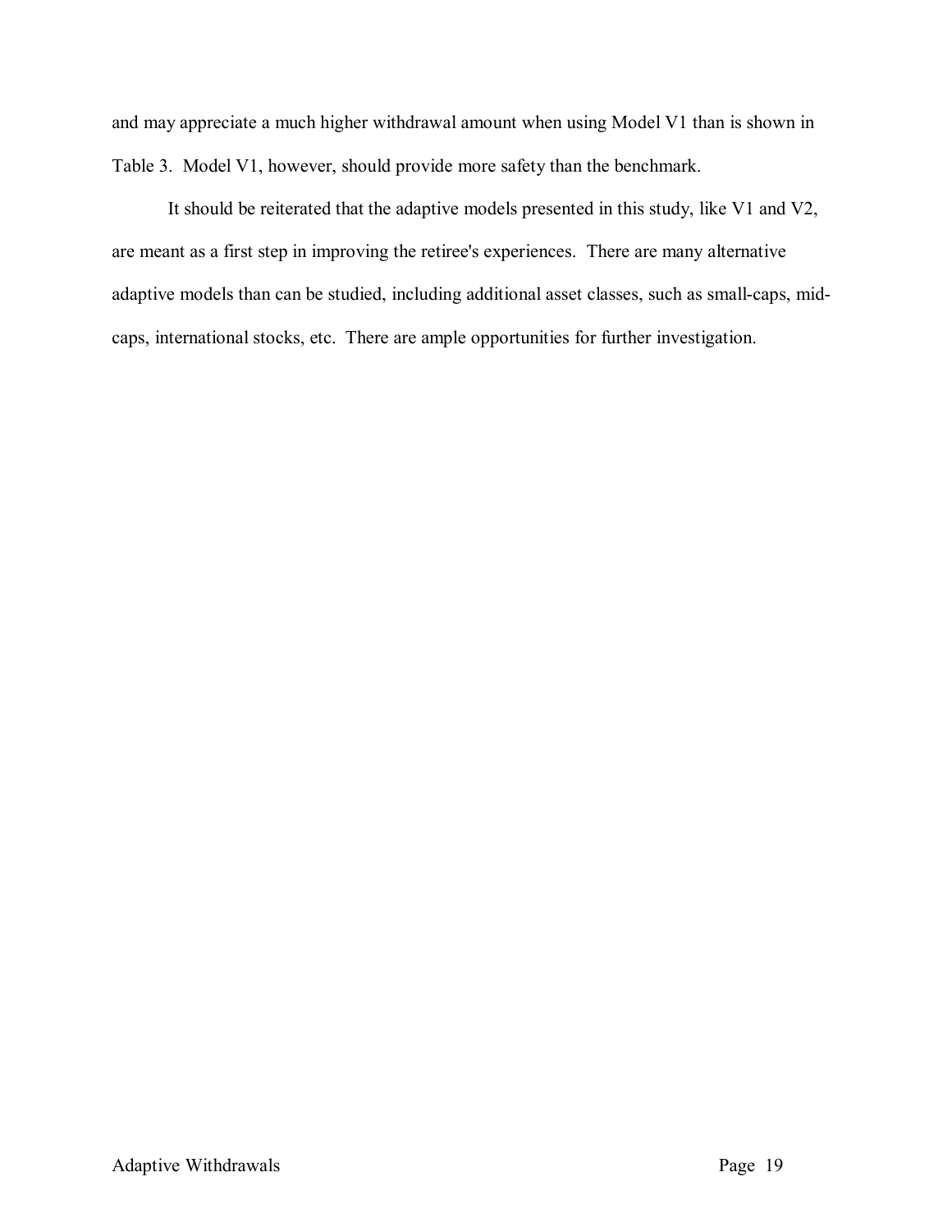and may appreciate a much higher withdrawal amount when using Model V1 than is shown in Table 3. Model V1, however, should provide more safety than the benchmark.

It should be reiterated that the adaptive models presented in this study, like V1 and V2, are meant as a first step in improving the retiree's experiences. There are many alternative adaptive models than can be studied, including additional asset classes, such as small-caps, mid-caps, international stocks, etc. There are ample opportunities for further investigation.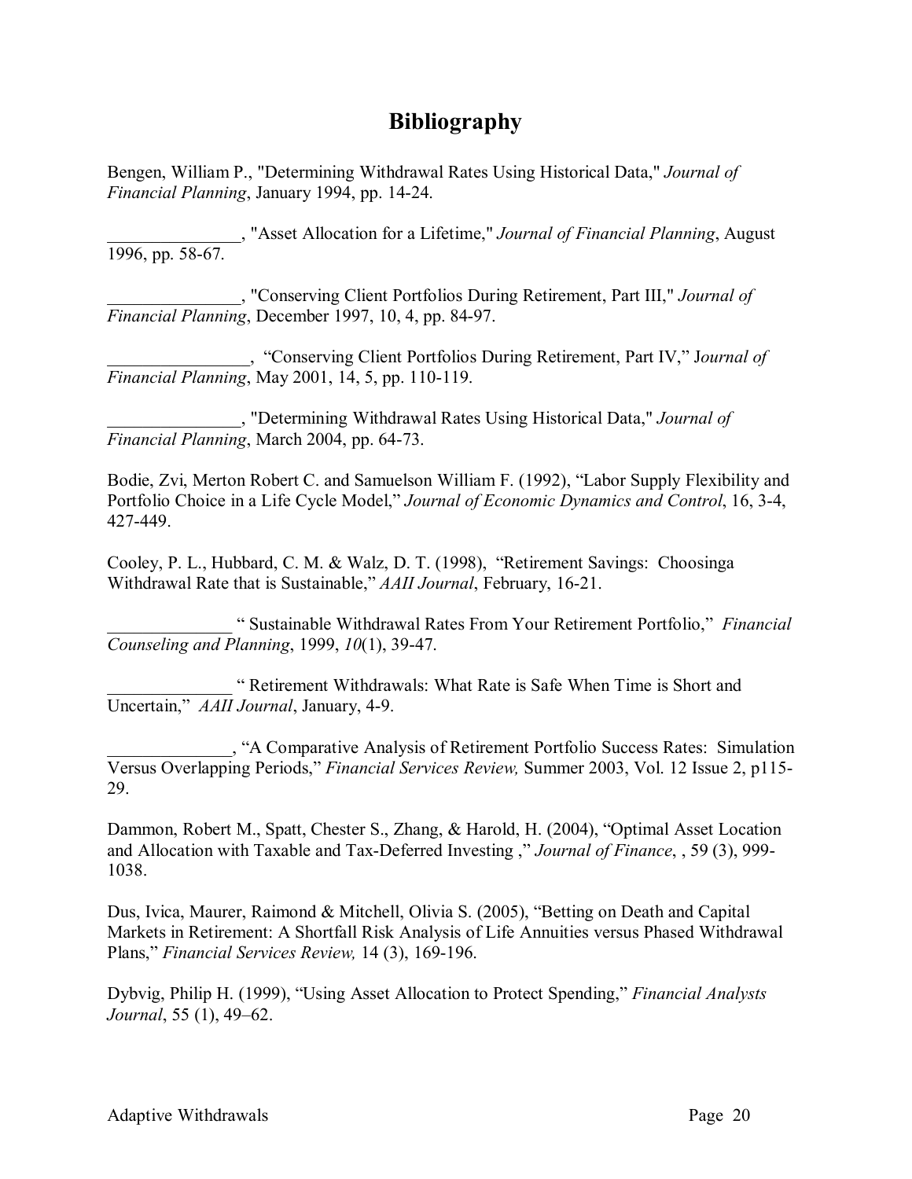# Bibliography

Bengen, William P., "Determining Withdrawal Rates Using Historical Data," *Journal of Financial Planning*, January 1994, pp. 14-24.

_______________, "Asset Allocation for a Lifetime," *Journal of Financial Planning*, August 1996, pp. 58-67.

_______________, "Conserving Client Portfolios During Retirement, Part III," *Journal of Financial Planning*, December 1997, 10, 4, pp. 84-97.

________________, "Conserving Client Portfolios During Retirement, Part IV," J*ournal of Financial Planning*, May 2001, 14, 5, pp. 110-119.

_______________, "Determining Withdrawal Rates Using Historical Data," *Journal of Financial Planning*, March 2004, pp. 64-73.

Bodie, Zvi, Merton Robert C. and Samuelson William F. (1992), "Labor Supply Flexibility and Portfolio Choice in a Life Cycle Model," *Journal of Economic Dynamics and Control*, 16, 3-4, 427-449.

Cooley, P. L., Hubbard, C. M. & Walz, D. T. (1998), "Retirement Savings: Choosinga Withdrawal Rate that is Sustainable," *AAII Journal*, February, 16-21.

______________ " Sustainable Withdrawal Rates From Your Retirement Portfolio," *Financial Counseling and Planning*, 1999, *10*(1), 39-47.

______________ " Retirement Withdrawals: What Rate is Safe When Time is Short and Uncertain," *AAII Journal*, January, 4-9.

______________, "A Comparative Analysis of Retirement Portfolio Success Rates: Simulation Versus Overlapping Periods," *Financial Services Review,* Summer 2003, Vol. 12 Issue 2, p115-29.

Dammon, Robert M., Spatt, Chester S., Zhang, & Harold, H. (2004), "Optimal Asset Location and Allocation with Taxable and Tax-Deferred Investing ," *Journal of Finance*, , 59 (3), 999-1038.

Dus, Ivica, Maurer, Raimond & Mitchell, Olivia S. (2005), "Betting on Death and Capital Markets in Retirement: A Shortfall Risk Analysis of Life Annuities versus Phased Withdrawal Plans," *Financial Services Review,* 14 (3), 169-196.

Dybvig, Philip H. (1999), "Using Asset Allocation to Protect Spending," *Financial Analysts Journal*, 55 (1), 49–62.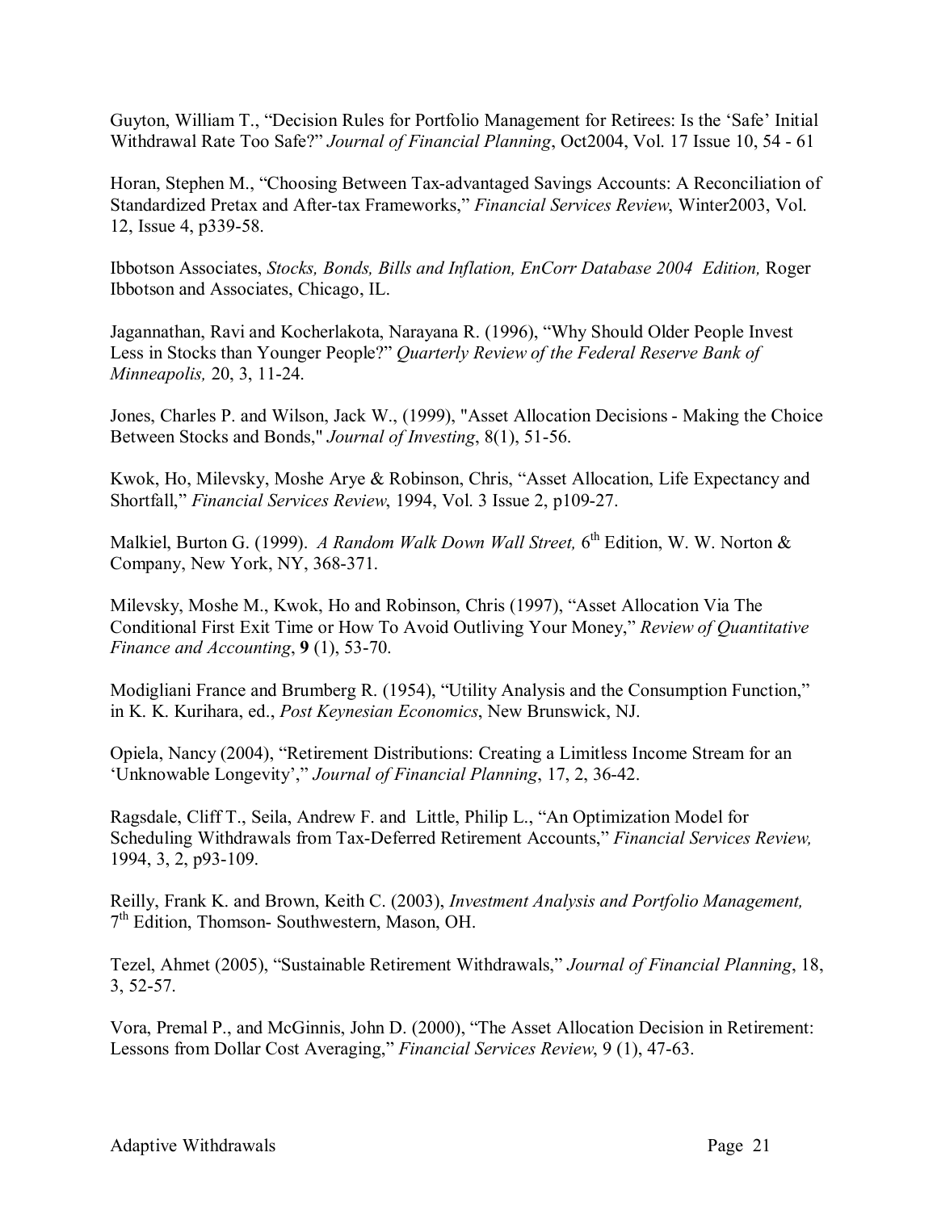Guyton, William T., "Decision Rules for Portfolio Management for Retirees: Is the 'Safe' Initial Withdrawal Rate Too Safe?" *Journal of Financial Planning*, Oct2004, Vol. 17 Issue 10, 54 - 61

Horan, Stephen M., "Choosing Between Tax-advantaged Savings Accounts: A Reconciliation of Standardized Pretax and After-tax Frameworks," *Financial Services Review*, Winter2003, Vol. 12, Issue 4, p339-58.

Ibbotson Associates, *Stocks, Bonds, Bills and Inflation, EnCorr Database 2004 Edition,* Roger Ibbotson and Associates, Chicago, IL.

Jagannathan, Ravi and Kocherlakota, Narayana R. (1996), "Why Should Older People Invest Less in Stocks than Younger People?" *Quarterly Review of the Federal Reserve Bank of Minneapolis,* 20, 3, 11-24.

Jones, Charles P. and Wilson, Jack W., (1999), "Asset Allocation Decisions - Making the Choice Between Stocks and Bonds," *Journal of Investing*, 8(1), 51-56.

Kwok, Ho, Milevsky, Moshe Arye & Robinson, Chris, "Asset Allocation, Life Expectancy and Shortfall," *Financial Services Review*, 1994, Vol. 3 Issue 2, p109-27.

Malkiel, Burton G. (1999). *A Random Walk Down Wall Street,* 6th Edition, W. W. Norton & Company, New York, NY, 368-371.

Milevsky, Moshe M., Kwok, Ho and Robinson, Chris (1997), "Asset Allocation Via The Conditional First Exit Time or How To Avoid Outliving Your Money," *Review of Quantitative Finance and Accounting*, **9** (1), 53-70.

Modigliani France and Brumberg R. (1954), "Utility Analysis and the Consumption Function," in K. K. Kurihara, ed., *Post Keynesian Economics*, New Brunswick, NJ.

Opiela, Nancy (2004), "Retirement Distributions: Creating a Limitless Income Stream for an 'Unknowable Longevity'," *Journal of Financial Planning*, 17, 2, 36-42.

Ragsdale, Cliff T., Seila, Andrew F. and Little, Philip L., "An Optimization Model for Scheduling Withdrawals from Tax-Deferred Retirement Accounts," *Financial Services Review,* 1994, 3, 2, p93-109.

Reilly, Frank K. and Brown, Keith C. (2003), *Investment Analysis and Portfolio Management,* 7th Edition, Thomson- Southwestern, Mason, OH.

Tezel, Ahmet (2005), "Sustainable Retirement Withdrawals," *Journal of Financial Planning*, 18, 3, 52-57.

Vora, Premal P., and McGinnis, John D. (2000), "The Asset Allocation Decision in Retirement: Lessons from Dollar Cost Averaging," *Financial Services Review*, 9 (1), 47-63.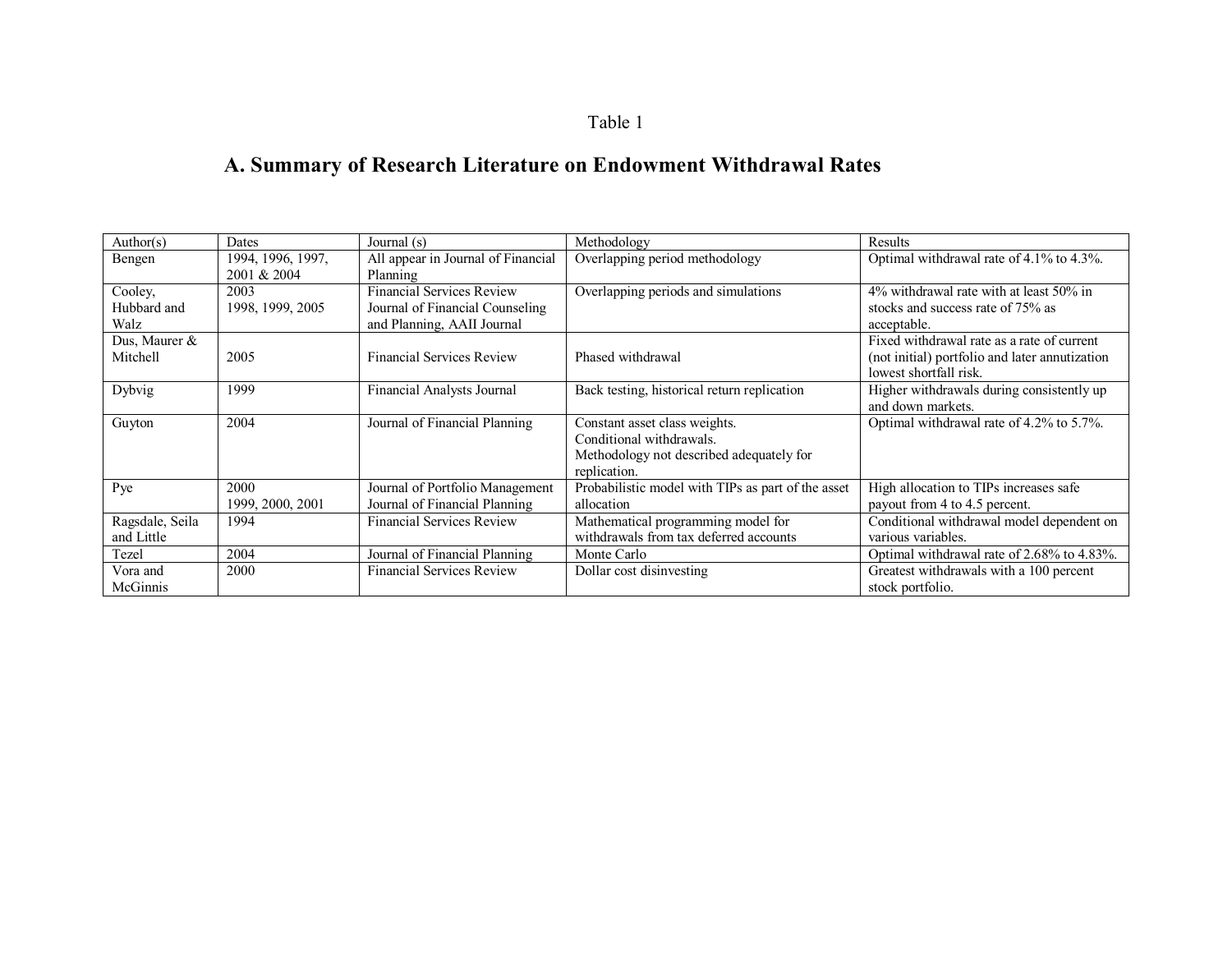Table 1

## A. Summary of Research Literature on Endowment Withdrawal Rates

| Author(s) | Dates | Journal (s) | Methodology | Results |
|---|---|---|---|---|
| Bengen | 1994, 1996, 1997, 2001 & 2004 | All appear in Journal of Financial Planning | Overlapping period methodology | Optimal withdrawal rate of 4.1% to 4.3%. |
| Cooley, Hubbard and Walz | 2003<br>1998, 1999, 2005 | Financial Services Review<br>Journal of Financial Counseling and Planning, AAII Journal | Overlapping periods and simulations | 4% withdrawal rate with at least 50% in stocks and success rate of 75% as acceptable. |
| Dus, Maurer & Mitchell | 2005 | Financial Services Review | Phased withdrawal | Fixed withdrawal rate as a rate of current (not initial) portfolio and later annutization lowest shortfall risk. |
| Dybvig | 1999 | Financial Analysts Journal | Back testing, historical return replication | Higher withdrawals during consistently up and down markets. |
| Guyton | 2004 | Journal of Financial Planning | Constant asset class weights.<br>Conditional withdrawals.<br>Methodology not described adequately for replication. | Optimal withdrawal rate of 4.2% to 5.7%. |
| Pye | 2000<br>1999, 2000, 2001 | Journal of Portfolio Management<br>Journal of Financial Planning | Probabilistic model with TIPs as part of the asset allocation | High allocation to TIPs increases safe payout from 4 to 4.5 percent. |
| Ragsdale, Seila and Little | 1994 | Financial Services Review | Mathematical programming model for withdrawals from tax deferred accounts | Conditional withdrawal model dependent on various variables. |
| Tezel | 2004 | Journal of Financial Planning | Monte Carlo | Optimal withdrawal rate of 2.68% to 4.83%. |
| Vora and McGinnis | 2000 | Financial Services Review | Dollar cost disinvesting | Greatest withdrawals with a 100 percent stock portfolio. |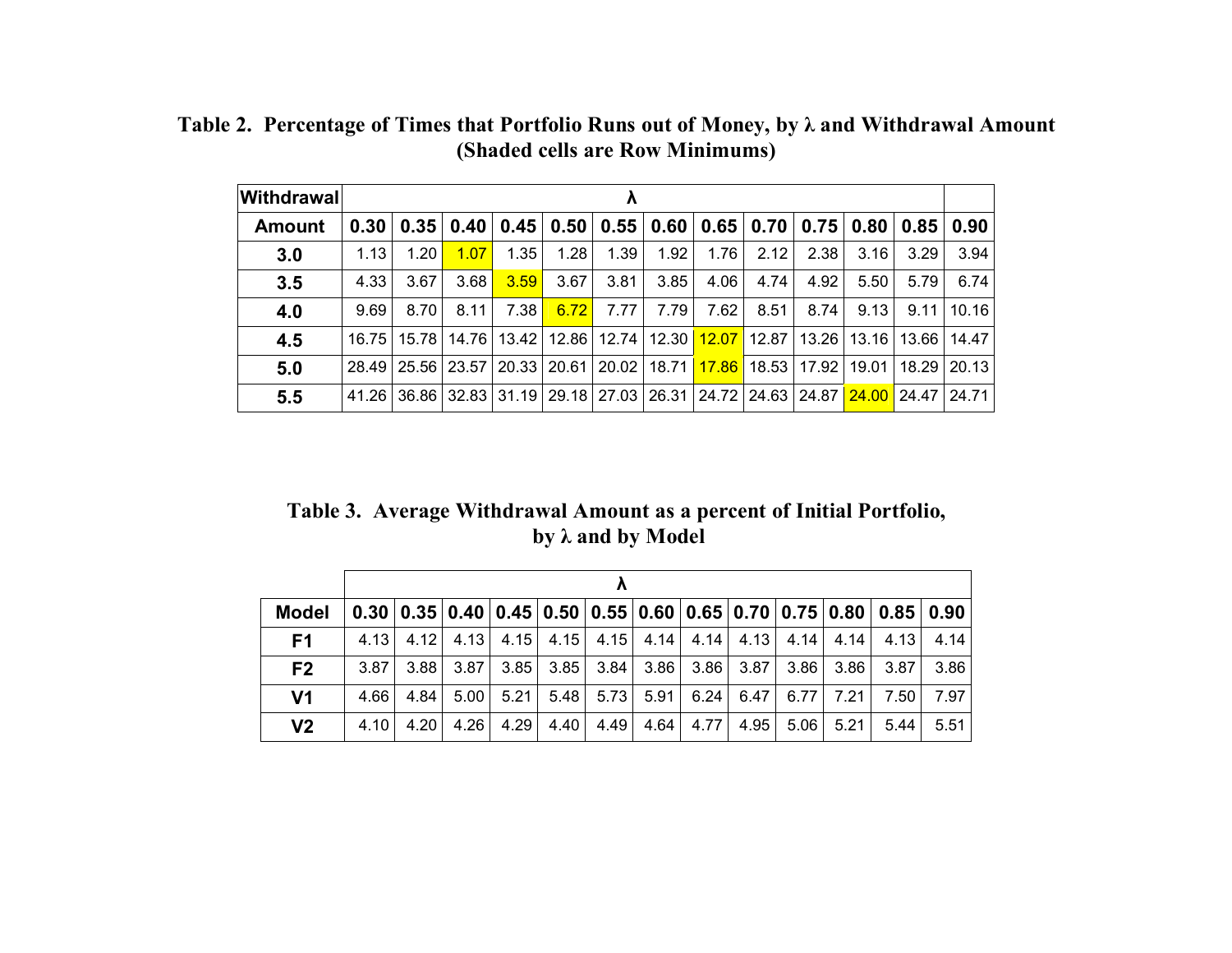**Table 2. Percentage of Times that Portfolio Runs out of Money, by λ and Withdrawal Amount (Shaded cells are Row Minimums)**

| Withdrawal | λ | | | | | | | | | | | | |
|---|---|---|---|---|---|---|---|---|---|---|---|---|---|
| **Amount** | **0.30** | **0.35** | **0.40** | **0.45** | **0.50** | **0.55** | **0.60** | **0.65** | **0.70** | **0.75** | **0.80** | **0.85** | **0.90** |
| **3.0** | 1.13 | 1.20 | 1.07 | 1.35 | 1.28 | 1.39 | 1.92 | 1.76 | 2.12 | 2.38 | 3.16 | 3.29 | 3.94 |
| **3.5** | 4.33 | 3.67 | 3.68 | 3.59 | 3.67 | 3.81 | 3.85 | 4.06 | 4.74 | 4.92 | 5.50 | 5.79 | 6.74 |
| **4.0** | 9.69 | 8.70 | 8.11 | 7.38 | 6.72 | 7.77 | 7.79 | 7.62 | 8.51 | 8.74 | 9.13 | 9.11 | 10.16 |
| **4.5** | 16.75 | 15.78 | 14.76 | 13.42 | 12.86 | 12.74 | 12.30 | 12.07 | 12.87 | 13.26 | 13.16 | 13.66 | 14.47 |
| **5.0** | 28.49 | 25.56 | 23.57 | 20.33 | 20.61 | 20.02 | 18.71 | 17.86 | 18.53 | 17.92 | 19.01 | 18.29 | 20.13 |
| **5.5** | 41.26 | 36.86 | 32.83 | 31.19 | 29.18 | 27.03 | 26.31 | 24.72 | 24.63 | 24.87 | 24.00 | 24.47 | 24.71 |

**Table 3. Average Withdrawal Amount as a percent of Initial Portfolio, by λ and by Model**

| | λ | | | | | | | | | | | | |
|---|---|---|---|---|---|---|---|---|---|---|---|---|---|
| **Model** | **0.30** | **0.35** | **0.40** | **0.45** | **0.50** | **0.55** | **0.60** | **0.65** | **0.70** | **0.75** | **0.80** | **0.85** | **0.90** |
| **F1** | 4.13 | 4.12 | 4.13 | 4.15 | 4.15 | 4.15 | 4.14 | 4.14 | 4.13 | 4.14 | 4.14 | 4.13 | 4.14 |
| **F2** | 3.87 | 3.88 | 3.87 | 3.85 | 3.85 | 3.84 | 3.86 | 3.86 | 3.87 | 3.86 | 3.86 | 3.87 | 3.86 |
| **V1** | 4.66 | 4.84 | 5.00 | 5.21 | 5.48 | 5.73 | 5.91 | 6.24 | 6.47 | 6.77 | 7.21 | 7.50 | 7.97 |
| **V2** | 4.10 | 4.20 | 4.26 | 4.29 | 4.40 | 4.49 | 4.64 | 4.77 | 4.95 | 5.06 | 5.21 | 5.44 | 5.51 |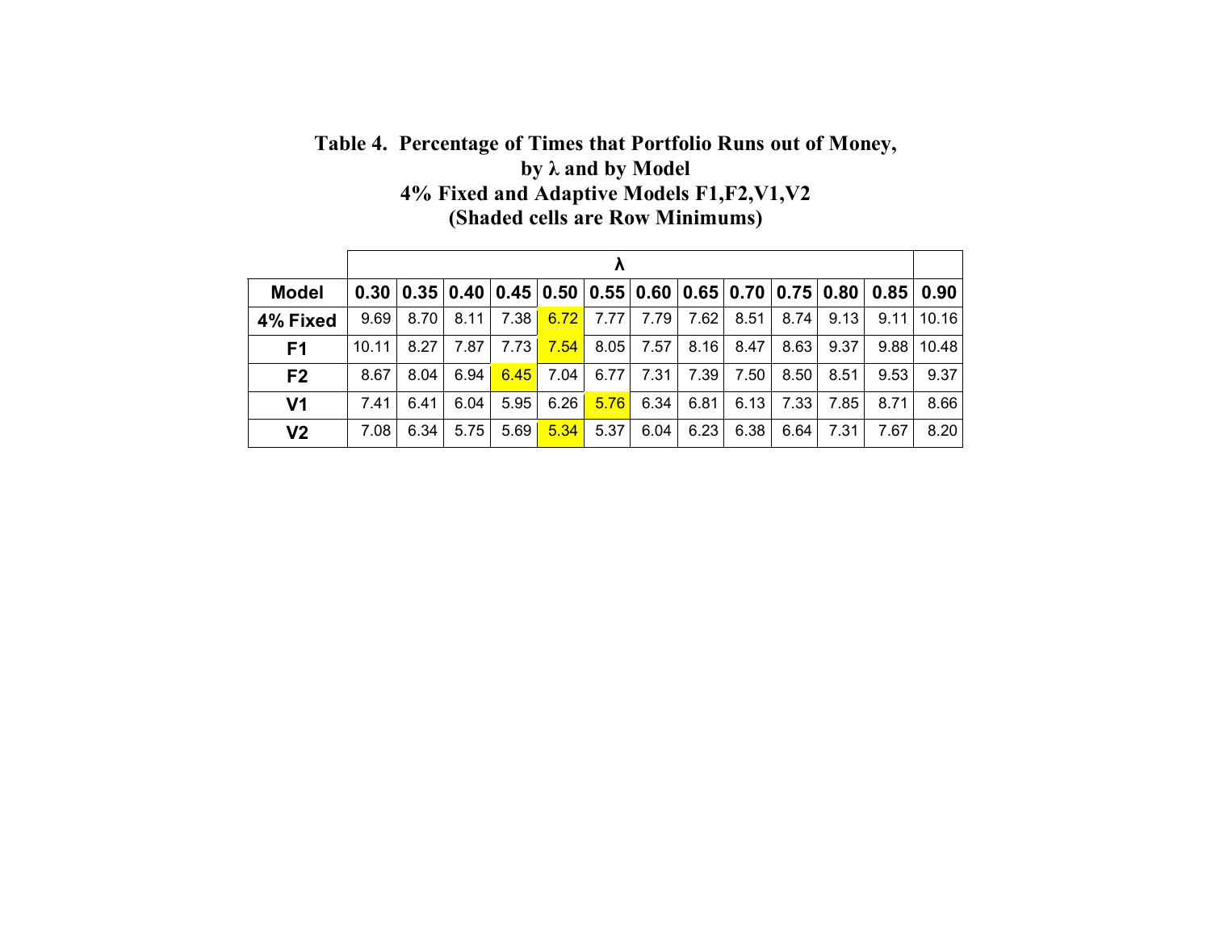**Table 4. Percentage of Times that Portfolio Runs out of Money, by λ and by Model**
**4% Fixed and Adaptive Models F1,F2,V1,V2**
**(Shaded cells are Row Minimums)**

| | λ | | | | | | | | | | | | |
|---|---|---|---|---|---|---|---|---|---|---|---|---|---|
| **Model** | **0.30** | **0.35** | **0.40** | **0.45** | **0.50** | **0.55** | **0.60** | **0.65** | **0.70** | **0.75** | **0.80** | **0.85** | **0.90** |
| **4% Fixed** | 9.69 | 8.70 | 8.11 | 7.38 | 6.72 | 7.77 | 7.79 | 7.62 | 8.51 | 8.74 | 9.13 | 9.11 | 10.16 |
| **F1** | 10.11 | 8.27 | 7.87 | 7.73 | 7.54 | 8.05 | 7.57 | 8.16 | 8.47 | 8.63 | 9.37 | 9.88 | 10.48 |
| **F2** | 8.67 | 8.04 | 6.94 | 6.45 | 7.04 | 6.77 | 7.31 | 7.39 | 7.50 | 8.50 | 8.51 | 9.53 | 9.37 |
| **V1** | 7.41 | 6.41 | 6.04 | 5.95 | 6.26 | 5.76 | 6.34 | 6.81 | 6.13 | 7.33 | 7.85 | 8.71 | 8.66 |
| **V2** | 7.08 | 6.34 | 5.75 | 5.69 | 5.34 | 5.37 | 6.04 | 6.23 | 6.38 | 6.64 | 7.31 | 7.67 | 8.20 |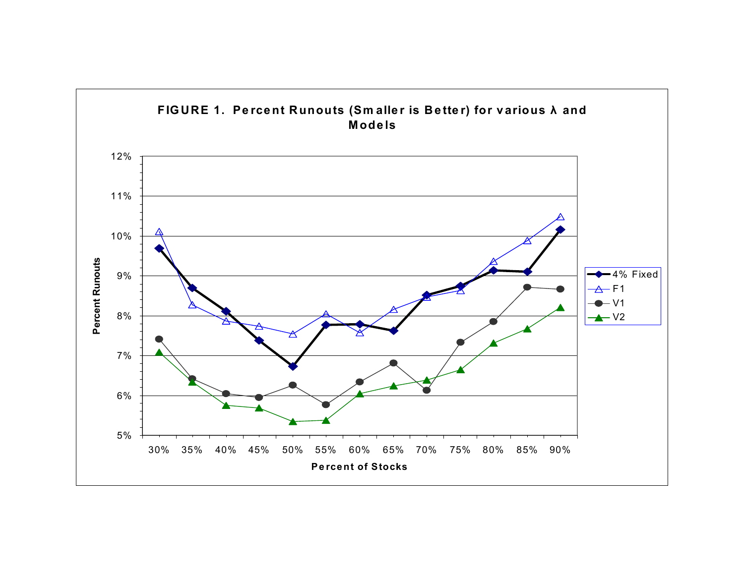FIGURE 1. Percent Runouts (Smaller is Better) for various λ and Models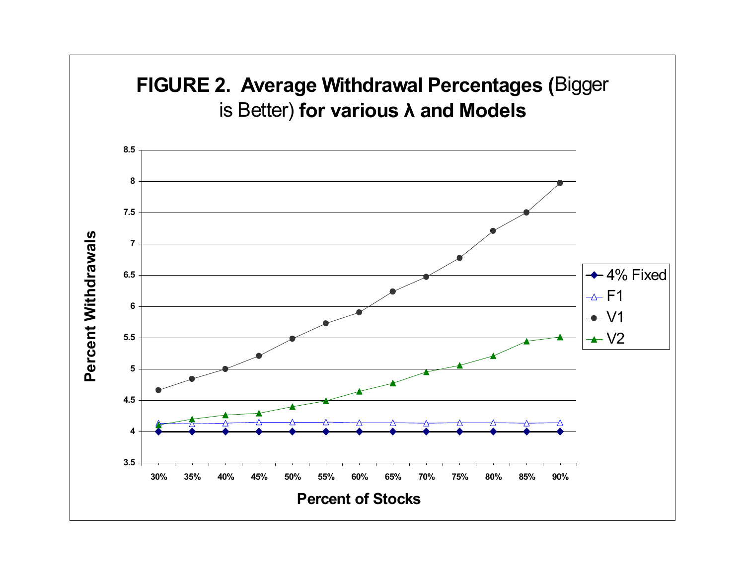**FIGURE 2. Average Withdrawal Percentages (**Bigger is Better) **for various λ and Models**

Percent Withdrawals

8.5
8
7.5
7
6.5
6
5.5
5
4.5
4
3.5

30% 35% 40% 45% 50% 55% 60% 65% 70% 75% 80% 85% 90%

**Percent of Stocks**

4% Fixed
F1
V1
V2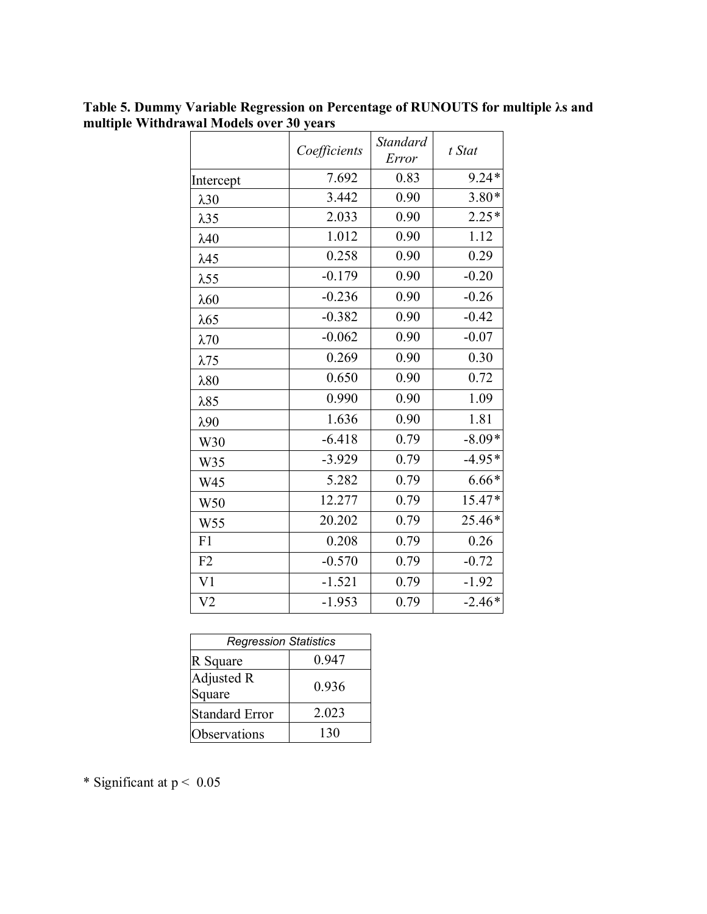**Table 5. Dummy Variable Regression on Percentage of RUNOUTS for multiple λs and multiple Withdrawal Models over 30 years**

| | *Coefficients* | *Standard Error* | *t Stat* |
|---|---|---|---|
| Intercept | 7.692 | 0.83 | 9.24* |
| λ30 | 3.442 | 0.90 | 3.80* |
| λ35 | 2.033 | 0.90 | 2.25* |
| λ40 | 1.012 | 0.90 | 1.12 |
| λ45 | 0.258 | 0.90 | 0.29 |
| λ55 | -0.179 | 0.90 | -0.20 |
| λ60 | -0.236 | 0.90 | -0.26 |
| λ65 | -0.382 | 0.90 | -0.42 |
| λ70 | -0.062 | 0.90 | -0.07 |
| λ75 | 0.269 | 0.90 | 0.30 |
| λ80 | 0.650 | 0.90 | 0.72 |
| λ85 | 0.990 | 0.90 | 1.09 |
| λ90 | 1.636 | 0.90 | 1.81 |
| W30 | -6.418 | 0.79 | -8.09* |
| W35 | -3.929 | 0.79 | -4.95* |
| W45 | 5.282 | 0.79 | 6.66* |
| W50 | 12.277 | 0.79 | 15.47* |
| W55 | 20.202 | 0.79 | 25.46* |
| F1 | 0.208 | 0.79 | 0.26 |
| F2 | -0.570 | 0.79 | -0.72 |
| V1 | -1.521 | 0.79 | -1.92 |
| V2 | -1.953 | 0.79 | -2.46* |

| *Regression Statistics* | |
|---|---|
| R Square | 0.947 |
| Adjusted R Square | 0.936 |
| Standard Error | 2.023 |
| Observations | 130 |

* Significant at $p < 0.05$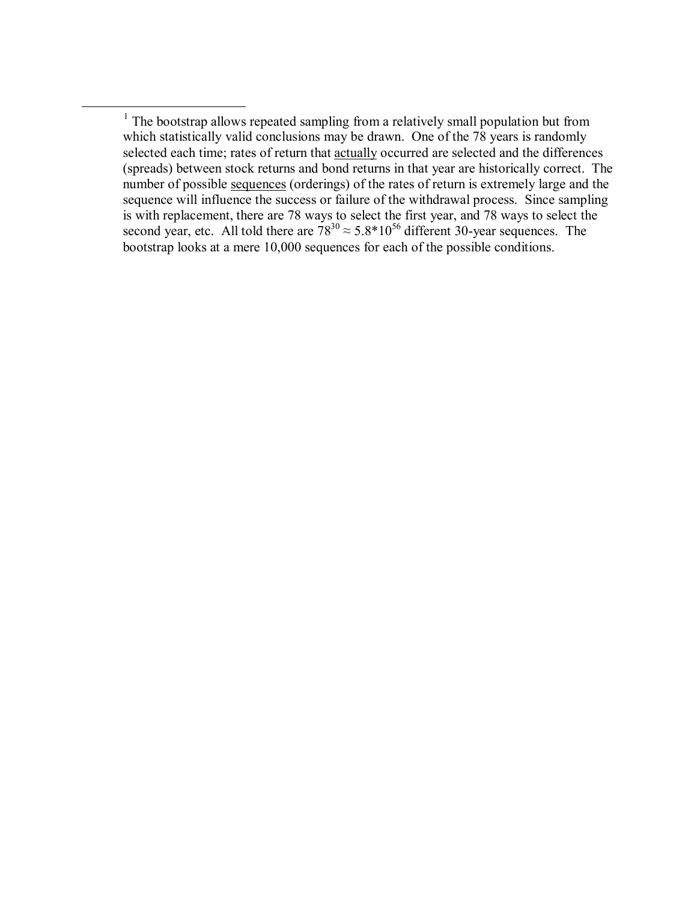[1] The bootstrap allows repeated sampling from a relatively small population but from which statistically valid conclusions may be drawn. One of the 78 years is randomly selected each time; rates of return that actually occurred are selected and the differences (spreads) between stock returns and bond returns in that year are historically correct. The number of possible sequences (orderings) of the rates of return is extremely large and the sequence will influence the success or failure of the withdrawal process. Since sampling is with replacement, there are 78 ways to select the first year, and 78 ways to select the second year, etc. All told there are $78^{30} \approx 5.8*10^{56}$ different 30-year sequences. The bootstrap looks at a mere 10,000 sequences for each of the possible conditions.